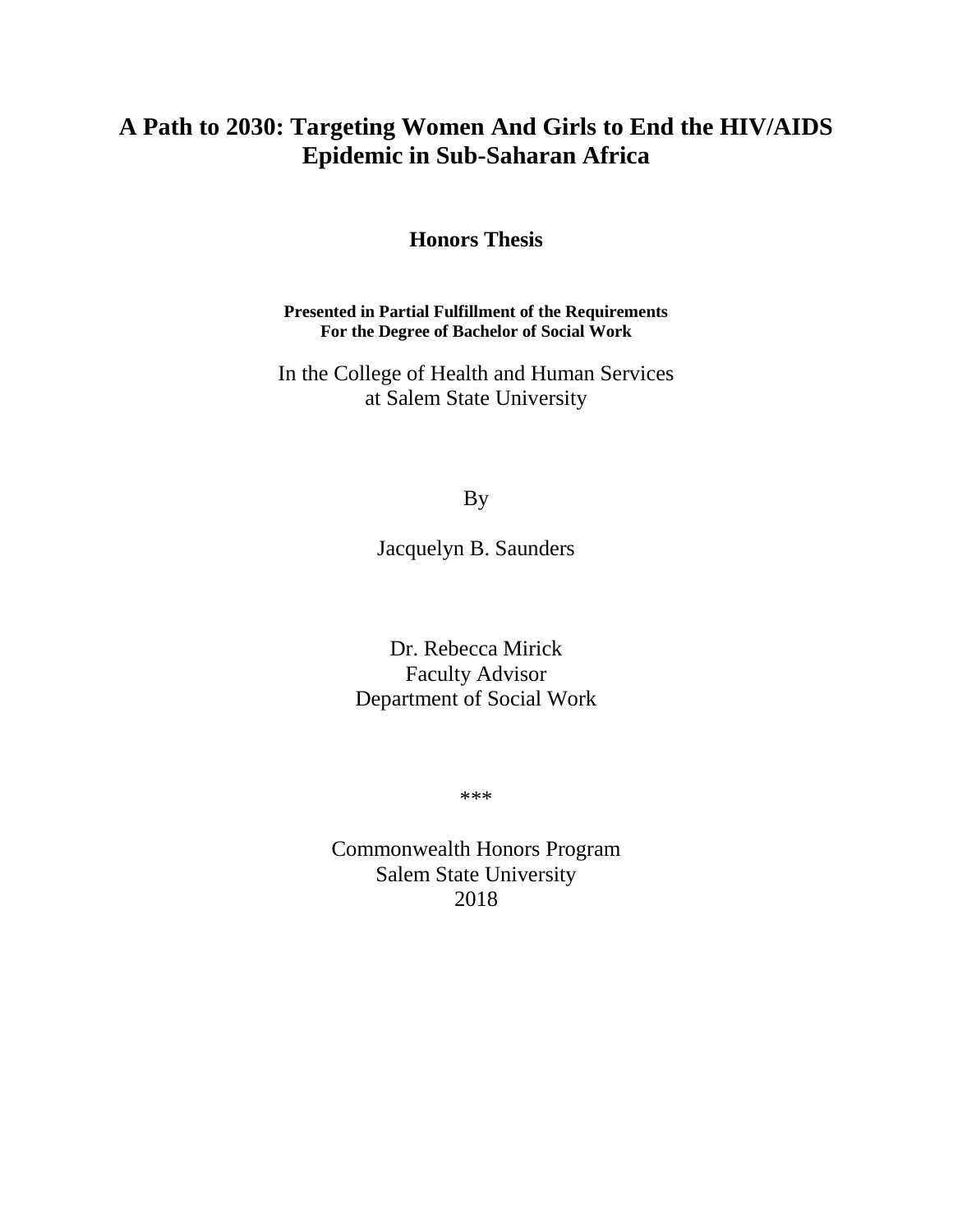# A Path to 2030: Targeting Women And Girls to End the HIV/AIDS Epidemic in Sub-Saharan Africa

**Honors Thesis**

**Presented in Partial Fulfillment of the Requirements**
**For the Degree of Bachelor of Social Work**

In the College of Health and Human Services
at Salem State University

By

Jacquelyn B. Saunders

Dr. Rebecca Mirick
Faculty Advisor
Department of Social Work

***

Commonwealth Honors Program
Salem State University
2018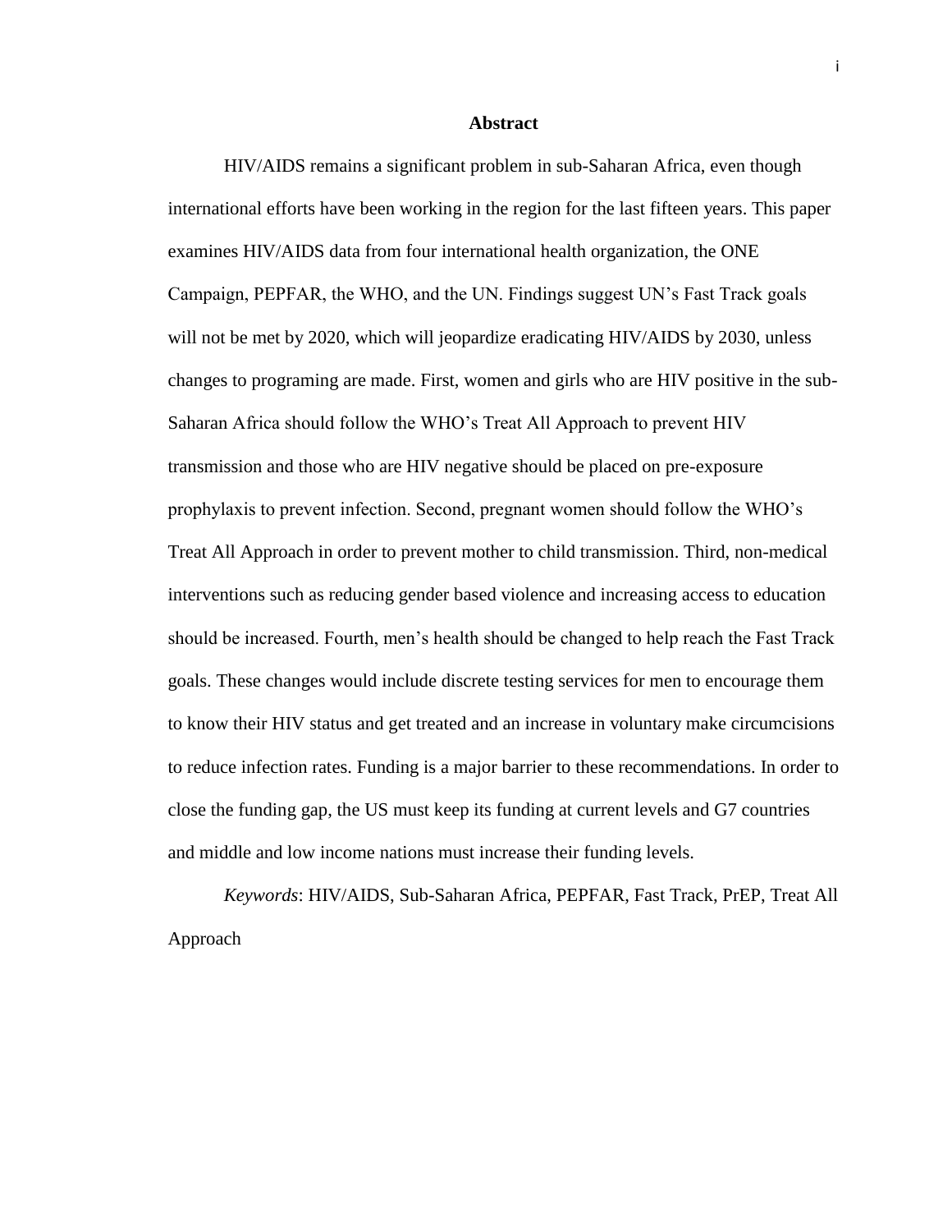## Abstract

HIV/AIDS remains a significant problem in sub-Saharan Africa, even though international efforts have been working in the region for the last fifteen years. This paper examines HIV/AIDS data from four international health organization, the ONE Campaign, PEPFAR, the WHO, and the UN. Findings suggest UN's Fast Track goals will not be met by 2020, which will jeopardize eradicating HIV/AIDS by 2030, unless changes to programing are made. First, women and girls who are HIV positive in the sub-Saharan Africa should follow the WHO's Treat All Approach to prevent HIV transmission and those who are HIV negative should be placed on pre-exposure prophylaxis to prevent infection. Second, pregnant women should follow the WHO's Treat All Approach in order to prevent mother to child transmission. Third, non-medical interventions such as reducing gender based violence and increasing access to education should be increased. Fourth, men's health should be changed to help reach the Fast Track goals. These changes would include discrete testing services for men to encourage them to know their HIV status and get treated and an increase in voluntary make circumcisions to reduce infection rates. Funding is a major barrier to these recommendations. In order to close the funding gap, the US must keep its funding at current levels and G7 countries and middle and low income nations must increase their funding levels.

*Keywords*: HIV/AIDS, Sub-Saharan Africa, PEPFAR, Fast Track, PrEP, Treat All Approach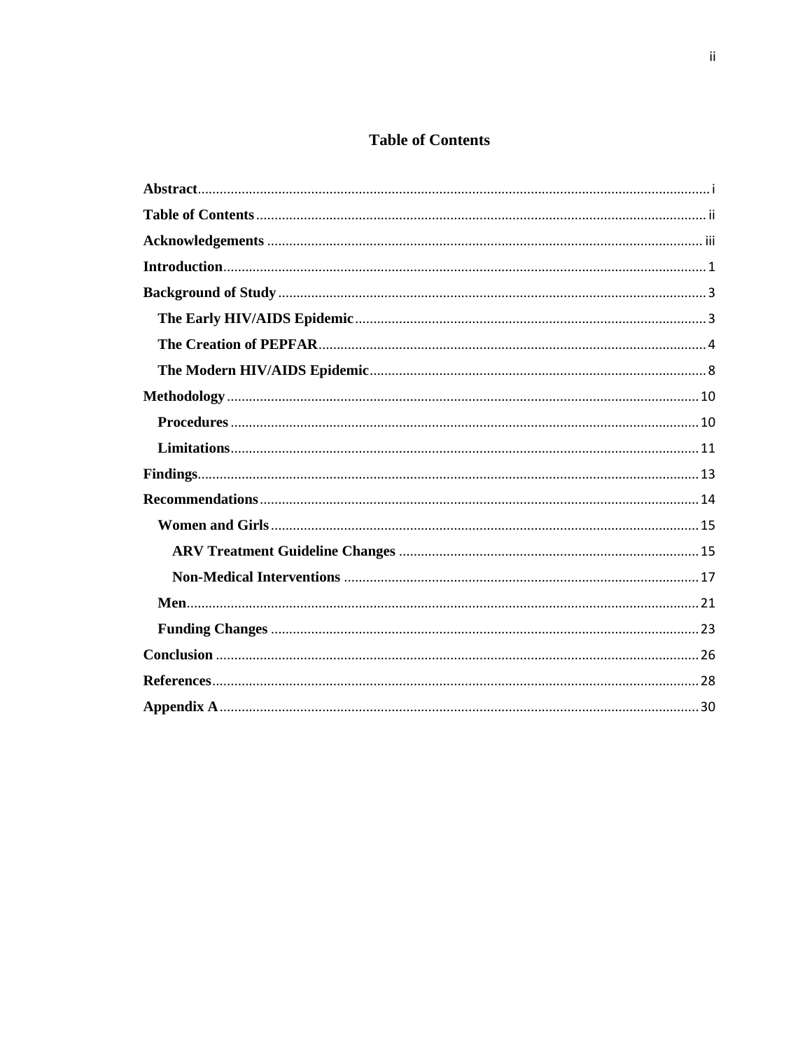# Table of Contents

**Abstract** ..... i

**Table of Contents** ..... ii

**Acknowledgements** ..... iii

**Introduction** ..... 1

**Background of Study** ..... 3

- **The Early HIV/AIDS Epidemic** ..... 3
- **The Creation of PEPFAR** ..... 4
- **The Modern HIV/AIDS Epidemic** ..... 8

**Methodology** ..... 10

- **Procedures** ..... 10
- **Limitations** ..... 11

**Findings** ..... 13

**Recommendations** ..... 14

- **Women and Girls** ..... 15
  - **ARV Treatment Guideline Changes** ..... 15
  - **Non-Medical Interventions** ..... 17
- **Men** ..... 21
- **Funding Changes** ..... 23

**Conclusion** ..... 26

**References** ..... 28

**Appendix A** ..... 30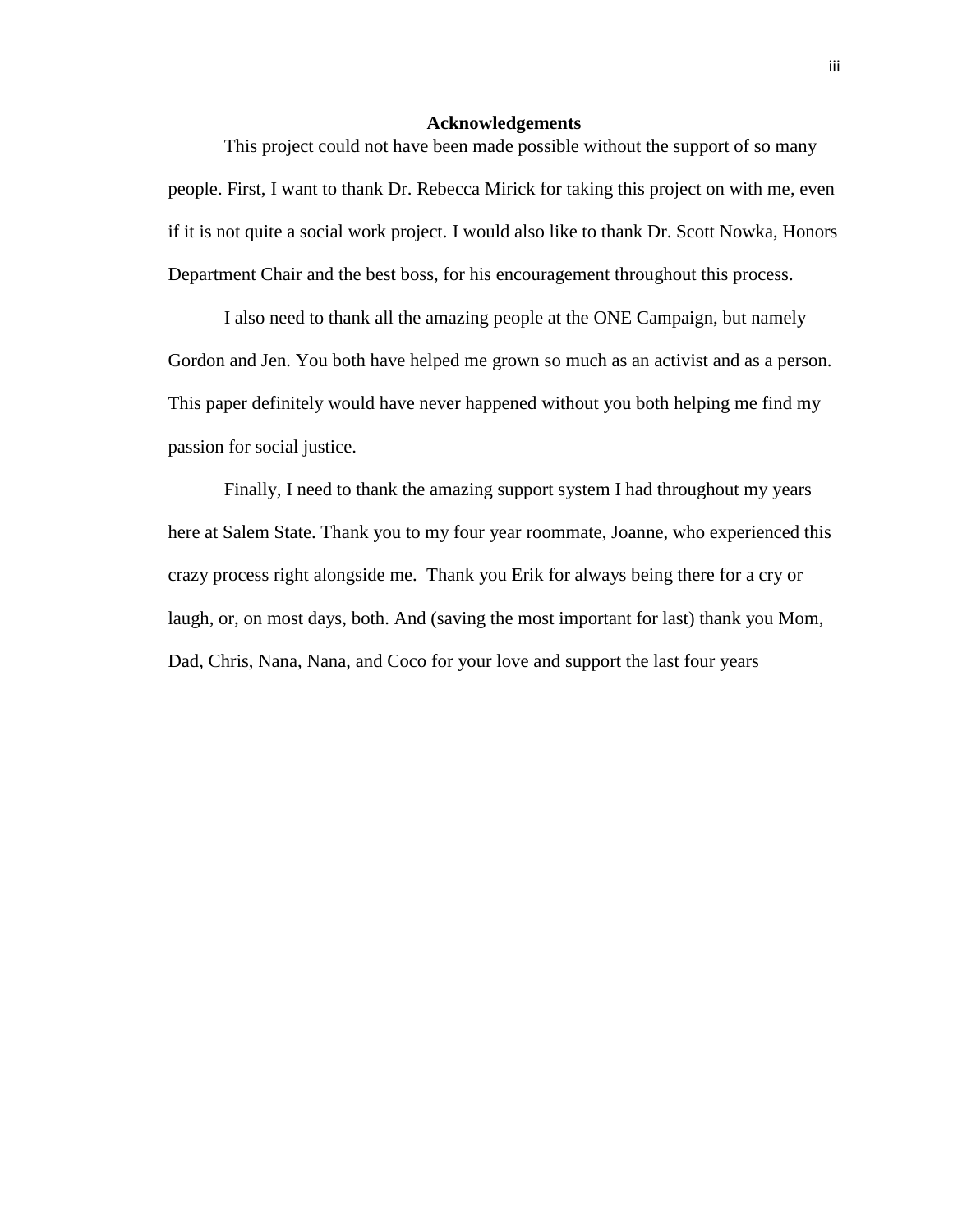## Acknowledgements

This project could not have been made possible without the support of so many people. First, I want to thank Dr. Rebecca Mirick for taking this project on with me, even if it is not quite a social work project. I would also like to thank Dr. Scott Nowka, Honors Department Chair and the best boss, for his encouragement throughout this process.

I also need to thank all the amazing people at the ONE Campaign, but namely Gordon and Jen. You both have helped me grown so much as an activist and as a person. This paper definitely would have never happened without you both helping me find my passion for social justice.

Finally, I need to thank the amazing support system I had throughout my years here at Salem State. Thank you to my four year roommate, Joanne, who experienced this crazy process right alongside me. Thank you Erik for always being there for a cry or laugh, or, on most days, both. And (saving the most important for last) thank you Mom, Dad, Chris, Nana, Nana, and Coco for your love and support the last four years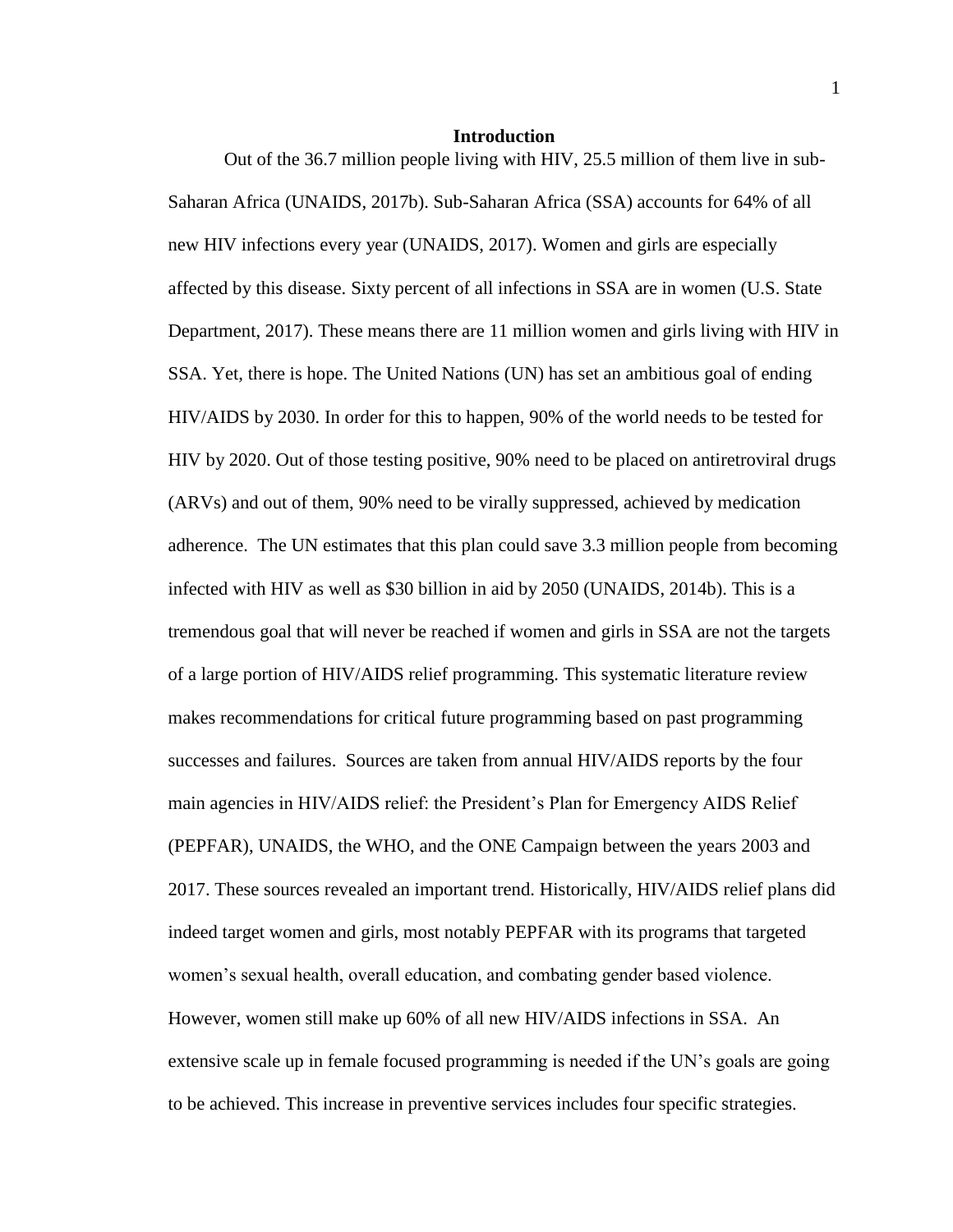## Introduction

Out of the 36.7 million people living with HIV, 25.5 million of them live in sub-Saharan Africa (UNAIDS, 2017b). Sub-Saharan Africa (SSA) accounts for 64% of all new HIV infections every year (UNAIDS, 2017). Women and girls are especially affected by this disease. Sixty percent of all infections in SSA are in women (U.S. State Department, 2017). These means there are 11 million women and girls living with HIV in SSA. Yet, there is hope. The United Nations (UN) has set an ambitious goal of ending HIV/AIDS by 2030. In order for this to happen, 90% of the world needs to be tested for HIV by 2020. Out of those testing positive, 90% need to be placed on antiretroviral drugs (ARVs) and out of them, 90% need to be virally suppressed, achieved by medication adherence. The UN estimates that this plan could save 3.3 million people from becoming infected with HIV as well as $30 billion in aid by 2050 (UNAIDS, 2014b). This is a tremendous goal that will never be reached if women and girls in SSA are not the targets of a large portion of HIV/AIDS relief programming. This systematic literature review makes recommendations for critical future programming based on past programming successes and failures. Sources are taken from annual HIV/AIDS reports by the four main agencies in HIV/AIDS relief: the President's Plan for Emergency AIDS Relief (PEPFAR), UNAIDS, the WHO, and the ONE Campaign between the years 2003 and 2017. These sources revealed an important trend. Historically, HIV/AIDS relief plans did indeed target women and girls, most notably PEPFAR with its programs that targeted women's sexual health, overall education, and combating gender based violence. However, women still make up 60% of all new HIV/AIDS infections in SSA. An extensive scale up in female focused programming is needed if the UN's goals are going to be achieved. This increase in preventive services includes four specific strategies.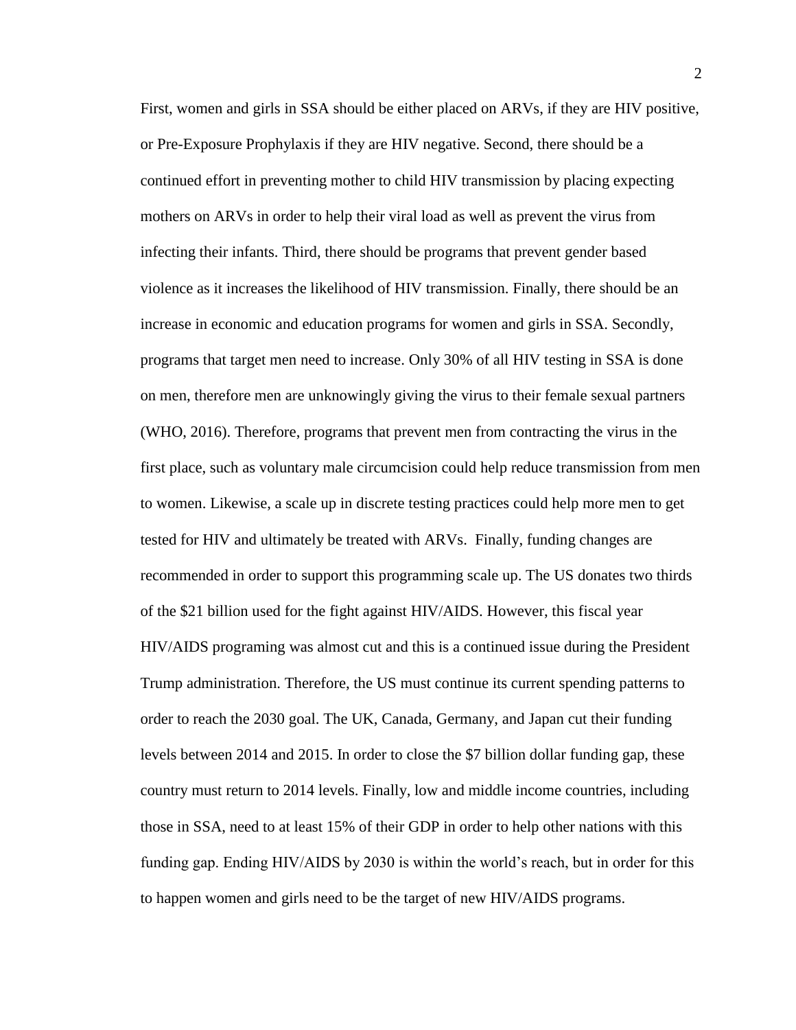First, women and girls in SSA should be either placed on ARVs, if they are HIV positive, or Pre-Exposure Prophylaxis if they are HIV negative. Second, there should be a continued effort in preventing mother to child HIV transmission by placing expecting mothers on ARVs in order to help their viral load as well as prevent the virus from infecting their infants. Third, there should be programs that prevent gender based violence as it increases the likelihood of HIV transmission. Finally, there should be an increase in economic and education programs for women and girls in SSA. Secondly, programs that target men need to increase. Only 30% of all HIV testing in SSA is done on men, therefore men are unknowingly giving the virus to their female sexual partners (WHO, 2016). Therefore, programs that prevent men from contracting the virus in the first place, such as voluntary male circumcision could help reduce transmission from men to women. Likewise, a scale up in discrete testing practices could help more men to get tested for HIV and ultimately be treated with ARVs. Finally, funding changes are recommended in order to support this programming scale up. The US donates two thirds of the $21 billion used for the fight against HIV/AIDS. However, this fiscal year HIV/AIDS programing was almost cut and this is a continued issue during the President Trump administration. Therefore, the US must continue its current spending patterns to order to reach the 2030 goal. The UK, Canada, Germany, and Japan cut their funding levels between 2014 and 2015. In order to close the $7 billion dollar funding gap, these country must return to 2014 levels. Finally, low and middle income countries, including those in SSA, need to at least 15% of their GDP in order to help other nations with this funding gap. Ending HIV/AIDS by 2030 is within the world's reach, but in order for this to happen women and girls need to be the target of new HIV/AIDS programs.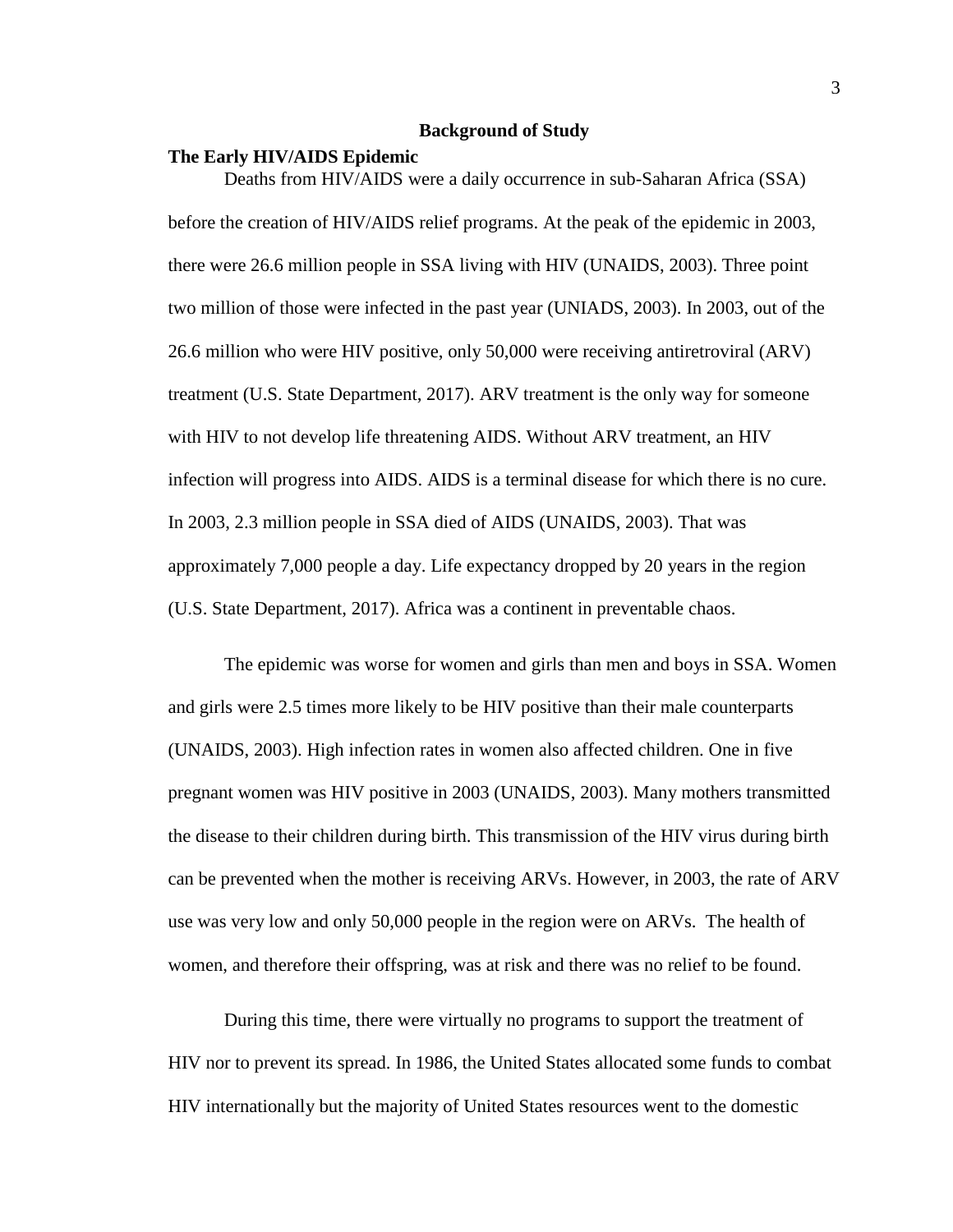## Background of Study

### The Early HIV/AIDS Epidemic

Deaths from HIV/AIDS were a daily occurrence in sub-Saharan Africa (SSA) before the creation of HIV/AIDS relief programs. At the peak of the epidemic in 2003, there were 26.6 million people in SSA living with HIV (UNAIDS, 2003). Three point two million of those were infected in the past year (UNIADS, 2003). In 2003, out of the 26.6 million who were HIV positive, only 50,000 were receiving antiretroviral (ARV) treatment (U.S. State Department, 2017). ARV treatment is the only way for someone with HIV to not develop life threatening AIDS. Without ARV treatment, an HIV infection will progress into AIDS. AIDS is a terminal disease for which there is no cure. In 2003, 2.3 million people in SSA died of AIDS (UNAIDS, 2003). That was approximately 7,000 people a day. Life expectancy dropped by 20 years in the region (U.S. State Department, 2017). Africa was a continent in preventable chaos.

The epidemic was worse for women and girls than men and boys in SSA. Women and girls were 2.5 times more likely to be HIV positive than their male counterparts (UNAIDS, 2003). High infection rates in women also affected children. One in five pregnant women was HIV positive in 2003 (UNAIDS, 2003). Many mothers transmitted the disease to their children during birth. This transmission of the HIV virus during birth can be prevented when the mother is receiving ARVs. However, in 2003, the rate of ARV use was very low and only 50,000 people in the region were on ARVs. The health of women, and therefore their offspring, was at risk and there was no relief to be found.

During this time, there were virtually no programs to support the treatment of HIV nor to prevent its spread. In 1986, the United States allocated some funds to combat HIV internationally but the majority of United States resources went to the domestic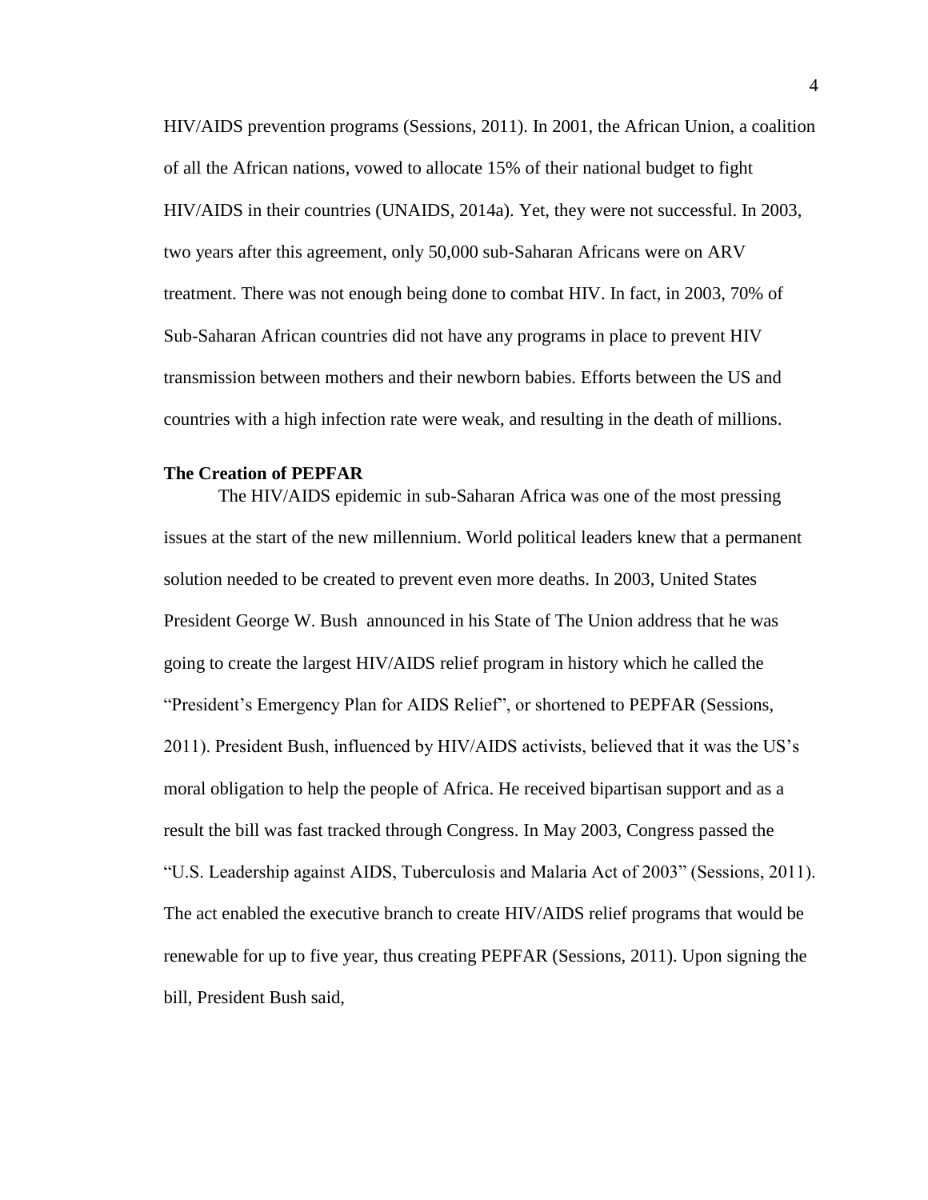HIV/AIDS prevention programs (Sessions, 2011). In 2001, the African Union, a coalition of all the African nations, vowed to allocate 15% of their national budget to fight HIV/AIDS in their countries (UNAIDS, 2014a). Yet, they were not successful. In 2003, two years after this agreement, only 50,000 sub-Saharan Africans were on ARV treatment. There was not enough being done to combat HIV. In fact, in 2003, 70% of Sub-Saharan African countries did not have any programs in place to prevent HIV transmission between mothers and their newborn babies. Efforts between the US and countries with a high infection rate were weak, and resulting in the death of millions.

**The Creation of PEPFAR**

The HIV/AIDS epidemic in sub-Saharan Africa was one of the most pressing issues at the start of the new millennium. World political leaders knew that a permanent solution needed to be created to prevent even more deaths. In 2003, United States President George W. Bush announced in his State of The Union address that he was going to create the largest HIV/AIDS relief program in history which he called the "President's Emergency Plan for AIDS Relief", or shortened to PEPFAR (Sessions, 2011). President Bush, influenced by HIV/AIDS activists, believed that it was the US's moral obligation to help the people of Africa. He received bipartisan support and as a result the bill was fast tracked through Congress. In May 2003, Congress passed the "U.S. Leadership against AIDS, Tuberculosis and Malaria Act of 2003" (Sessions, 2011). The act enabled the executive branch to create HIV/AIDS relief programs that would be renewable for up to five year, thus creating PEPFAR (Sessions, 2011). Upon signing the bill, President Bush said,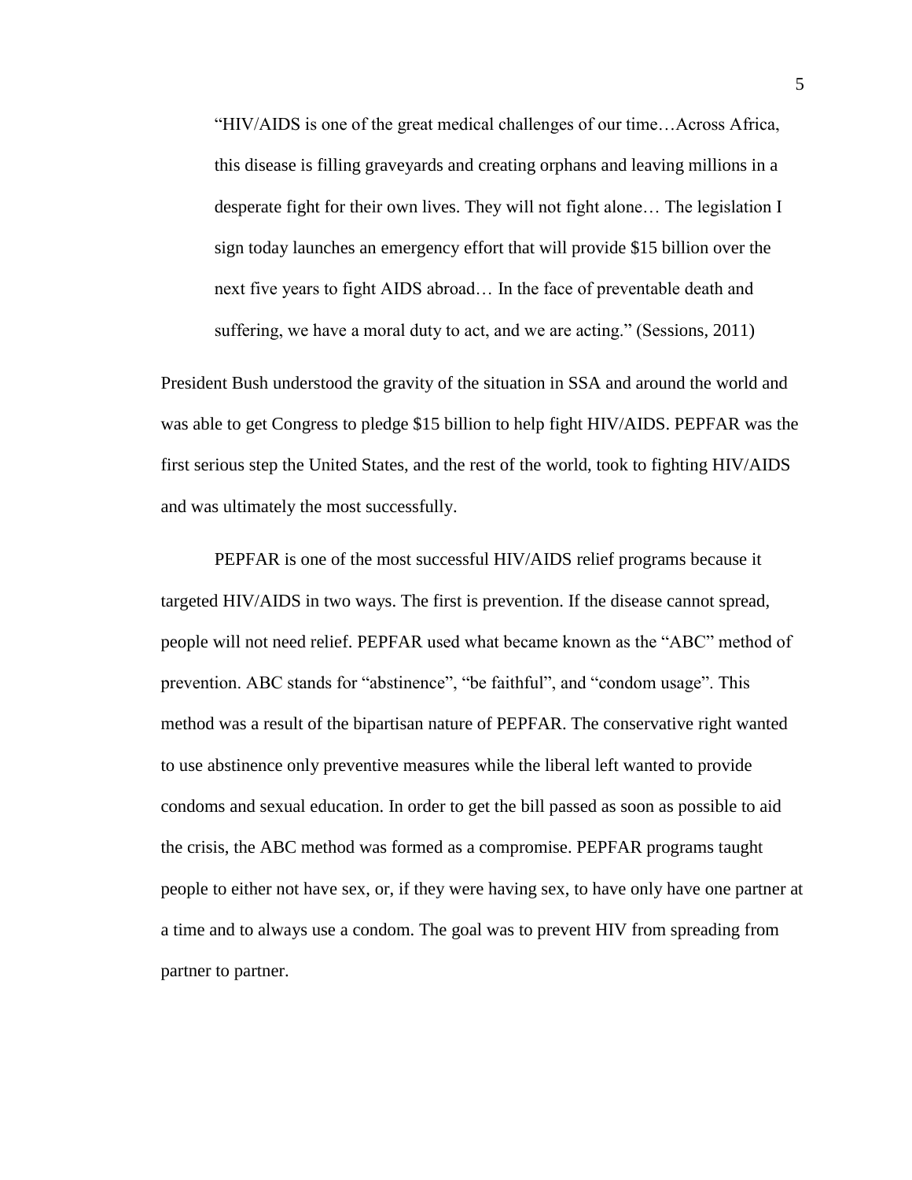> "HIV/AIDS is one of the great medical challenges of our time…Across Africa, this disease is filling graveyards and creating orphans and leaving millions in a desperate fight for their own lives. They will not fight alone… The legislation I sign today launches an emergency effort that will provide $15 billion over the next five years to fight AIDS abroad… In the face of preventable death and suffering, we have a moral duty to act, and we are acting." (Sessions, 2011)

President Bush understood the gravity of the situation in SSA and around the world and was able to get Congress to pledge $15 billion to help fight HIV/AIDS. PEPFAR was the first serious step the United States, and the rest of the world, took to fighting HIV/AIDS and was ultimately the most successfully.

PEPFAR is one of the most successful HIV/AIDS relief programs because it targeted HIV/AIDS in two ways. The first is prevention. If the disease cannot spread, people will not need relief. PEPFAR used what became known as the "ABC" method of prevention. ABC stands for "abstinence", "be faithful", and "condom usage". This method was a result of the bipartisan nature of PEPFAR. The conservative right wanted to use abstinence only preventive measures while the liberal left wanted to provide condoms and sexual education. In order to get the bill passed as soon as possible to aid the crisis, the ABC method was formed as a compromise. PEPFAR programs taught people to either not have sex, or, if they were having sex, to have only have one partner at a time and to always use a condom. The goal was to prevent HIV from spreading from partner to partner.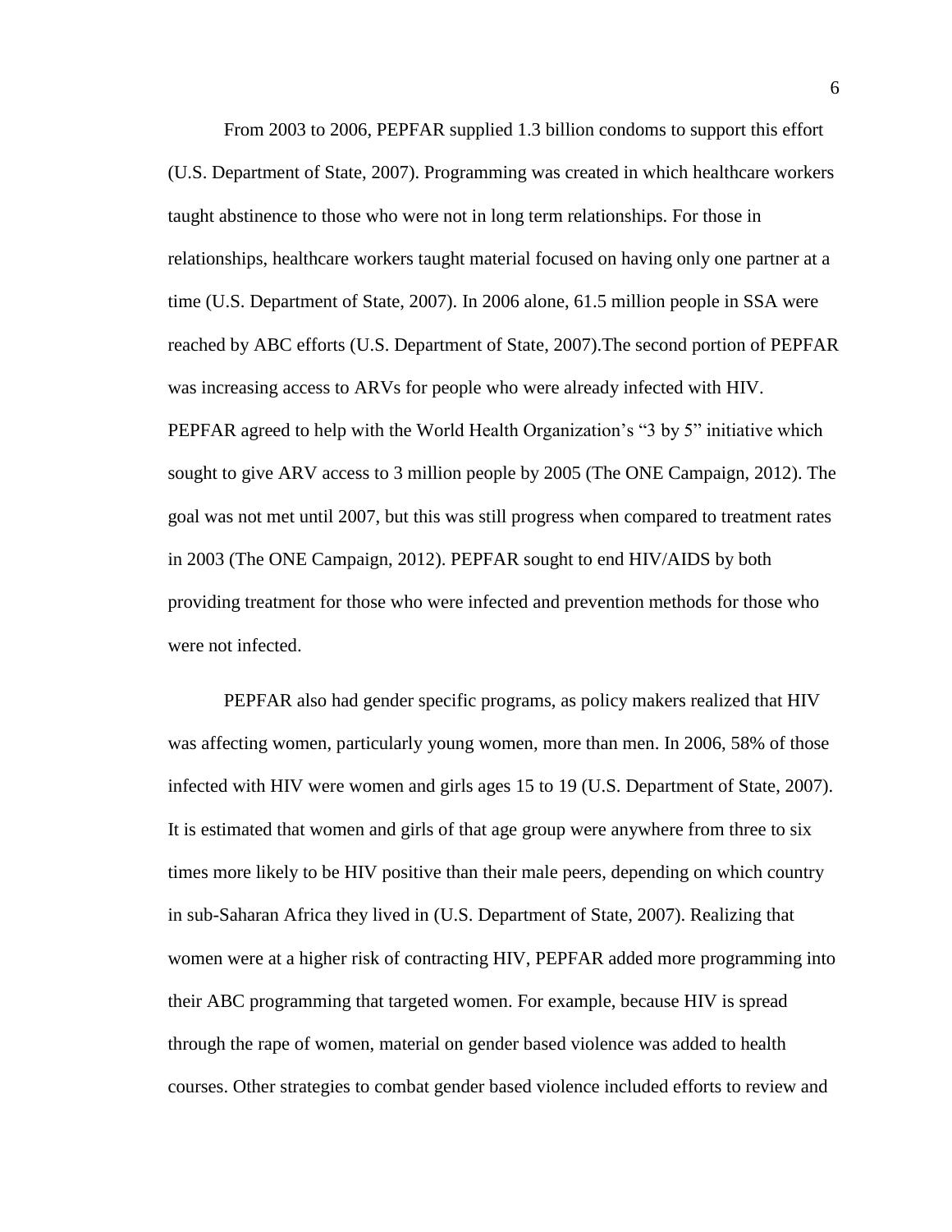From 2003 to 2006, PEPFAR supplied 1.3 billion condoms to support this effort (U.S. Department of State, 2007). Programming was created in which healthcare workers taught abstinence to those who were not in long term relationships. For those in relationships, healthcare workers taught material focused on having only one partner at a time (U.S. Department of State, 2007). In 2006 alone, 61.5 million people in SSA were reached by ABC efforts (U.S. Department of State, 2007).The second portion of PEPFAR was increasing access to ARVs for people who were already infected with HIV. PEPFAR agreed to help with the World Health Organization's "3 by 5" initiative which sought to give ARV access to 3 million people by 2005 (The ONE Campaign, 2012). The goal was not met until 2007, but this was still progress when compared to treatment rates in 2003 (The ONE Campaign, 2012). PEPFAR sought to end HIV/AIDS by both providing treatment for those who were infected and prevention methods for those who were not infected.

PEPFAR also had gender specific programs, as policy makers realized that HIV was affecting women, particularly young women, more than men. In 2006, 58% of those infected with HIV were women and girls ages 15 to 19 (U.S. Department of State, 2007). It is estimated that women and girls of that age group were anywhere from three to six times more likely to be HIV positive than their male peers, depending on which country in sub-Saharan Africa they lived in (U.S. Department of State, 2007). Realizing that women were at a higher risk of contracting HIV, PEPFAR added more programming into their ABC programming that targeted women. For example, because HIV is spread through the rape of women, material on gender based violence was added to health courses. Other strategies to combat gender based violence included efforts to review and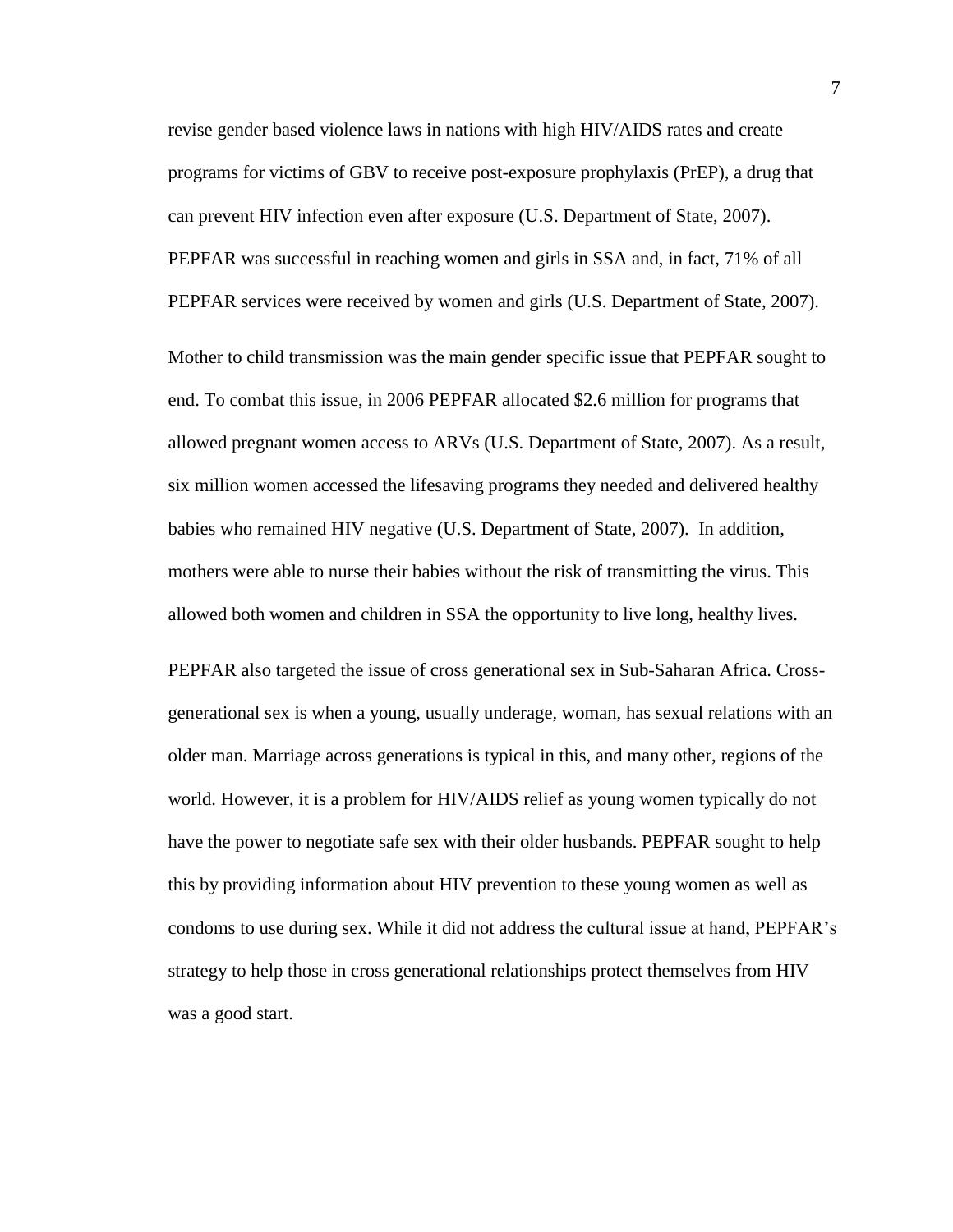revise gender based violence laws in nations with high HIV/AIDS rates and create programs for victims of GBV to receive post-exposure prophylaxis (PrEP), a drug that can prevent HIV infection even after exposure (U.S. Department of State, 2007). PEPFAR was successful in reaching women and girls in SSA and, in fact, 71% of all PEPFAR services were received by women and girls (U.S. Department of State, 2007).

Mother to child transmission was the main gender specific issue that PEPFAR sought to end. To combat this issue, in 2006 PEPFAR allocated $2.6 million for programs that allowed pregnant women access to ARVs (U.S. Department of State, 2007). As a result, six million women accessed the lifesaving programs they needed and delivered healthy babies who remained HIV negative (U.S. Department of State, 2007). In addition, mothers were able to nurse their babies without the risk of transmitting the virus. This allowed both women and children in SSA the opportunity to live long, healthy lives.

PEPFAR also targeted the issue of cross generational sex in Sub-Saharan Africa. Cross-generational sex is when a young, usually underage, woman, has sexual relations with an older man. Marriage across generations is typical in this, and many other, regions of the world. However, it is a problem for HIV/AIDS relief as young women typically do not have the power to negotiate safe sex with their older husbands. PEPFAR sought to help this by providing information about HIV prevention to these young women as well as condoms to use during sex. While it did not address the cultural issue at hand, PEPFAR's strategy to help those in cross generational relationships protect themselves from HIV was a good start.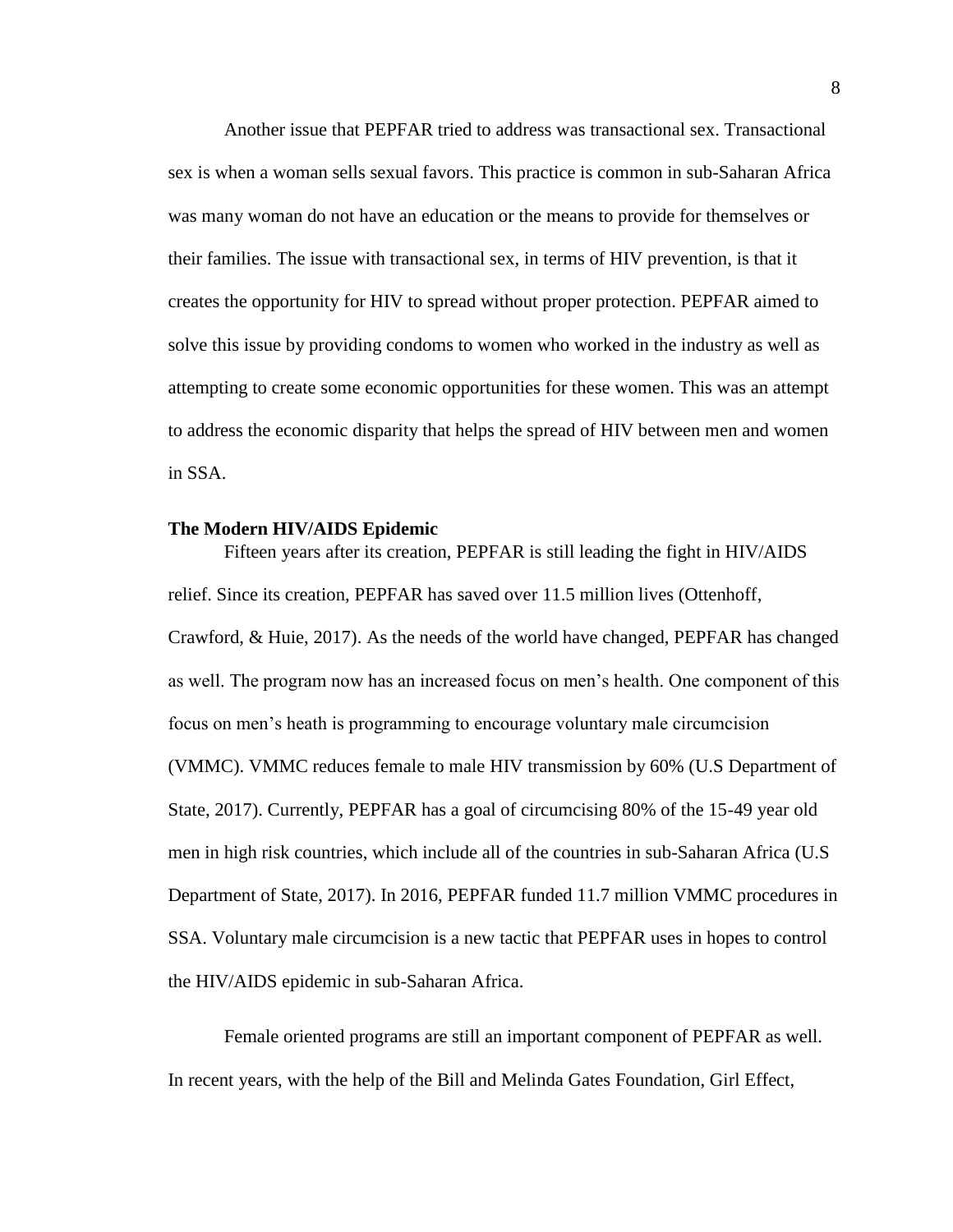Another issue that PEPFAR tried to address was transactional sex. Transactional sex is when a woman sells sexual favors. This practice is common in sub-Saharan Africa was many woman do not have an education or the means to provide for themselves or their families. The issue with transactional sex, in terms of HIV prevention, is that it creates the opportunity for HIV to spread without proper protection. PEPFAR aimed to solve this issue by providing condoms to women who worked in the industry as well as attempting to create some economic opportunities for these women. This was an attempt to address the economic disparity that helps the spread of HIV between men and women in SSA.

**The Modern HIV/AIDS Epidemic**

Fifteen years after its creation, PEPFAR is still leading the fight in HIV/AIDS relief. Since its creation, PEPFAR has saved over 11.5 million lives (Ottenhoff, Crawford, & Huie, 2017). As the needs of the world have changed, PEPFAR has changed as well. The program now has an increased focus on men's health. One component of this focus on men's heath is programming to encourage voluntary male circumcision (VMMC). VMMC reduces female to male HIV transmission by 60% (U.S Department of State, 2017). Currently, PEPFAR has a goal of circumcising 80% of the 15-49 year old men in high risk countries, which include all of the countries in sub-Saharan Africa (U.S Department of State, 2017). In 2016, PEPFAR funded 11.7 million VMMC procedures in SSA. Voluntary male circumcision is a new tactic that PEPFAR uses in hopes to control the HIV/AIDS epidemic in sub-Saharan Africa.

Female oriented programs are still an important component of PEPFAR as well. In recent years, with the help of the Bill and Melinda Gates Foundation, Girl Effect,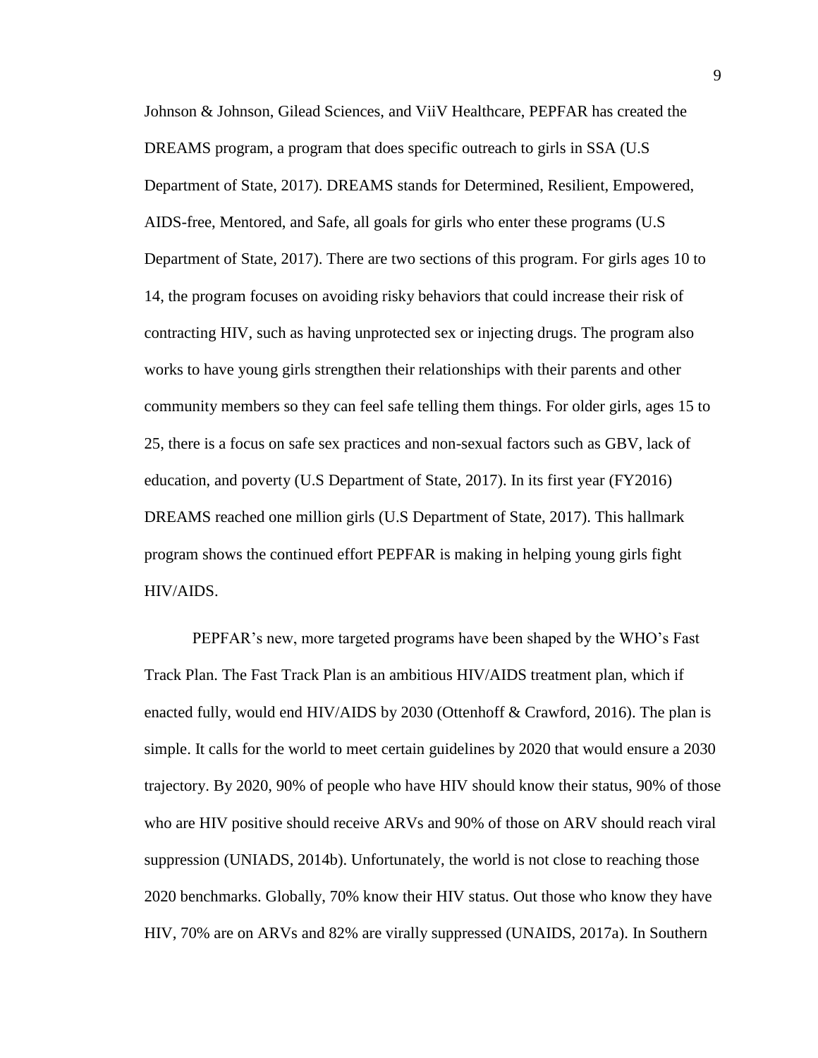Johnson & Johnson, Gilead Sciences, and ViiV Healthcare, PEPFAR has created the DREAMS program, a program that does specific outreach to girls in SSA (U.S Department of State, 2017). DREAMS stands for Determined, Resilient, Empowered, AIDS-free, Mentored, and Safe, all goals for girls who enter these programs (U.S Department of State, 2017). There are two sections of this program. For girls ages 10 to 14, the program focuses on avoiding risky behaviors that could increase their risk of contracting HIV, such as having unprotected sex or injecting drugs. The program also works to have young girls strengthen their relationships with their parents and other community members so they can feel safe telling them things. For older girls, ages 15 to 25, there is a focus on safe sex practices and non-sexual factors such as GBV, lack of education, and poverty (U.S Department of State, 2017). In its first year (FY2016) DREAMS reached one million girls (U.S Department of State, 2017). This hallmark program shows the continued effort PEPFAR is making in helping young girls fight HIV/AIDS.

PEPFAR's new, more targeted programs have been shaped by the WHO's Fast Track Plan. The Fast Track Plan is an ambitious HIV/AIDS treatment plan, which if enacted fully, would end HIV/AIDS by 2030 (Ottenhoff & Crawford, 2016). The plan is simple. It calls for the world to meet certain guidelines by 2020 that would ensure a 2030 trajectory. By 2020, 90% of people who have HIV should know their status, 90% of those who are HIV positive should receive ARVs and 90% of those on ARV should reach viral suppression (UNIADS, 2014b). Unfortunately, the world is not close to reaching those 2020 benchmarks. Globally, 70% know their HIV status. Out those who know they have HIV, 70% are on ARVs and 82% are virally suppressed (UNAIDS, 2017a). In Southern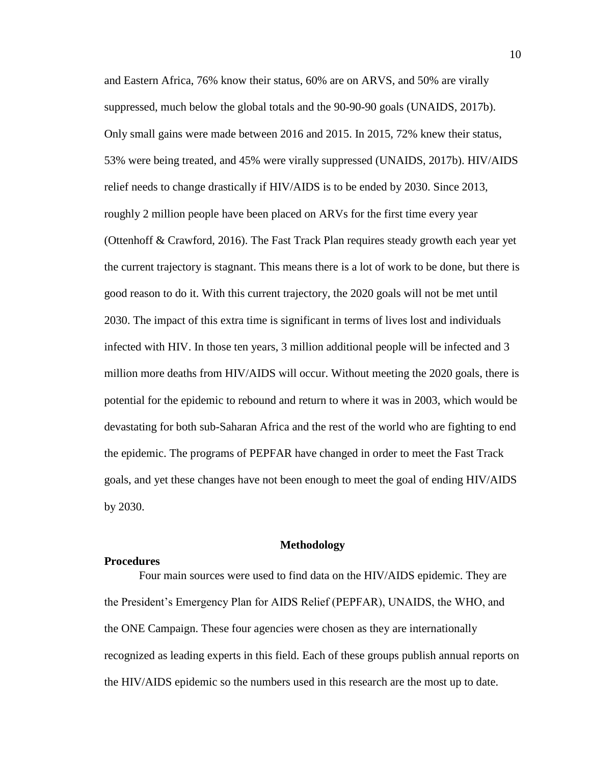and Eastern Africa, 76% know their status, 60% are on ARVS, and 50% are virally suppressed, much below the global totals and the 90-90-90 goals (UNAIDS, 2017b). Only small gains were made between 2016 and 2015. In 2015, 72% knew their status, 53% were being treated, and 45% were virally suppressed (UNAIDS, 2017b). HIV/AIDS relief needs to change drastically if HIV/AIDS is to be ended by 2030. Since 2013, roughly 2 million people have been placed on ARVs for the first time every year (Ottenhoff & Crawford, 2016). The Fast Track Plan requires steady growth each year yet the current trajectory is stagnant. This means there is a lot of work to be done, but there is good reason to do it. With this current trajectory, the 2020 goals will not be met until 2030. The impact of this extra time is significant in terms of lives lost and individuals infected with HIV. In those ten years, 3 million additional people will be infected and 3 million more deaths from HIV/AIDS will occur. Without meeting the 2020 goals, there is potential for the epidemic to rebound and return to where it was in 2003, which would be devastating for both sub-Saharan Africa and the rest of the world who are fighting to end the epidemic. The programs of PEPFAR have changed in order to meet the Fast Track goals, and yet these changes have not been enough to meet the goal of ending HIV/AIDS by 2030.

## Methodology

### Procedures

Four main sources were used to find data on the HIV/AIDS epidemic. They are the President's Emergency Plan for AIDS Relief (PEPFAR), UNAIDS, the WHO, and the ONE Campaign. These four agencies were chosen as they are internationally recognized as leading experts in this field. Each of these groups publish annual reports on the HIV/AIDS epidemic so the numbers used in this research are the most up to date.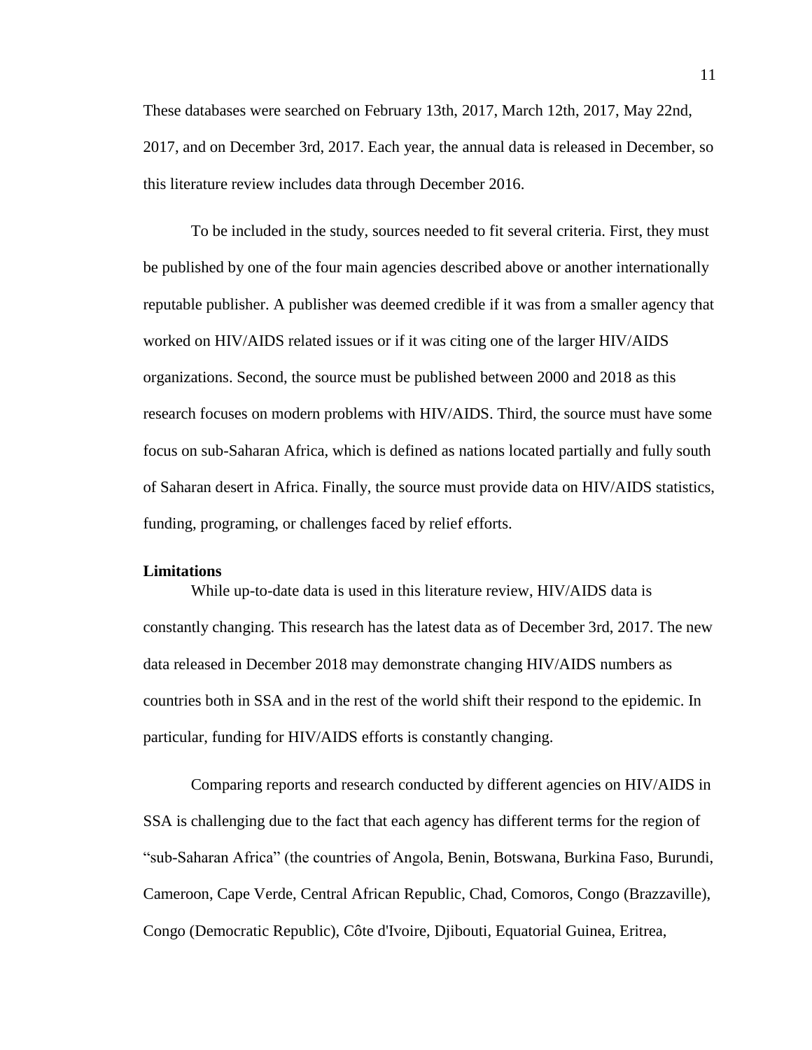These databases were searched on February 13th, 2017, March 12th, 2017, May 22nd, 2017, and on December 3rd, 2017. Each year, the annual data is released in December, so this literature review includes data through December 2016.

To be included in the study, sources needed to fit several criteria. First, they must be published by one of the four main agencies described above or another internationally reputable publisher. A publisher was deemed credible if it was from a smaller agency that worked on HIV/AIDS related issues or if it was citing one of the larger HIV/AIDS organizations. Second, the source must be published between 2000 and 2018 as this research focuses on modern problems with HIV/AIDS. Third, the source must have some focus on sub-Saharan Africa, which is defined as nations located partially and fully south of Saharan desert in Africa. Finally, the source must provide data on HIV/AIDS statistics, funding, programing, or challenges faced by relief efforts.

**Limitations**

While up-to-date data is used in this literature review, HIV/AIDS data is constantly changing. This research has the latest data as of December 3rd, 2017. The new data released in December 2018 may demonstrate changing HIV/AIDS numbers as countries both in SSA and in the rest of the world shift their respond to the epidemic. In particular, funding for HIV/AIDS efforts is constantly changing.

Comparing reports and research conducted by different agencies on HIV/AIDS in SSA is challenging due to the fact that each agency has different terms for the region of "sub-Saharan Africa" (the countries of Angola, Benin, Botswana, Burkina Faso, Burundi, Cameroon, Cape Verde, Central African Republic, Chad, Comoros, Congo (Brazzaville), Congo (Democratic Republic), Côte d'Ivoire, Djibouti, Equatorial Guinea, Eritrea,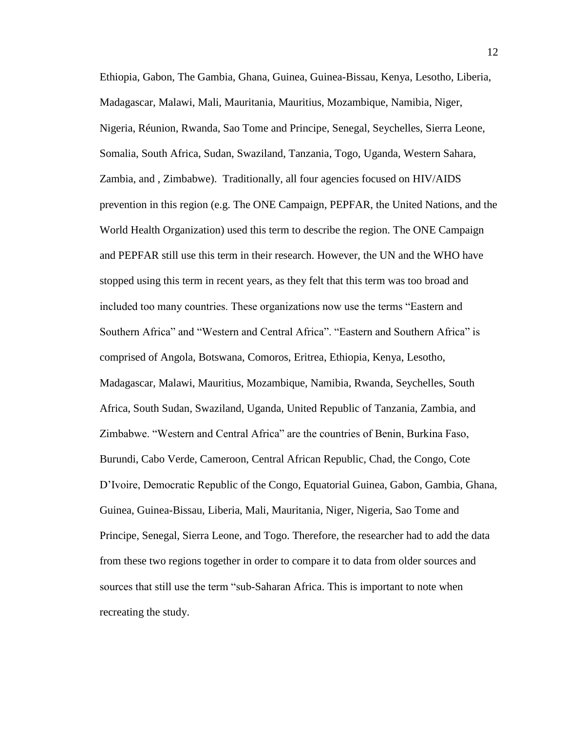Ethiopia, Gabon, The Gambia, Ghana, Guinea, Guinea-Bissau, Kenya, Lesotho, Liberia, Madagascar, Malawi, Mali, Mauritania, Mauritius, Mozambique, Namibia, Niger, Nigeria, Réunion, Rwanda, Sao Tome and Principe, Senegal, Seychelles, Sierra Leone, Somalia, South Africa, Sudan, Swaziland, Tanzania, Togo, Uganda, Western Sahara, Zambia, and , Zimbabwe). Traditionally, all four agencies focused on HIV/AIDS prevention in this region (e.g. The ONE Campaign, PEPFAR, the United Nations, and the World Health Organization) used this term to describe the region. The ONE Campaign and PEPFAR still use this term in their research. However, the UN and the WHO have stopped using this term in recent years, as they felt that this term was too broad and included too many countries. These organizations now use the terms "Eastern and Southern Africa" and "Western and Central Africa". "Eastern and Southern Africa" is comprised of Angola, Botswana, Comoros, Eritrea, Ethiopia, Kenya, Lesotho, Madagascar, Malawi, Mauritius, Mozambique, Namibia, Rwanda, Seychelles, South Africa, South Sudan, Swaziland, Uganda, United Republic of Tanzania, Zambia, and Zimbabwe. "Western and Central Africa" are the countries of Benin, Burkina Faso, Burundi, Cabo Verde, Cameroon, Central African Republic, Chad, the Congo, Cote D'Ivoire, Democratic Republic of the Congo, Equatorial Guinea, Gabon, Gambia, Ghana, Guinea, Guinea-Bissau, Liberia, Mali, Mauritania, Niger, Nigeria, Sao Tome and Principe, Senegal, Sierra Leone, and Togo. Therefore, the researcher had to add the data from these two regions together in order to compare it to data from older sources and sources that still use the term "sub-Saharan Africa. This is important to note when recreating the study.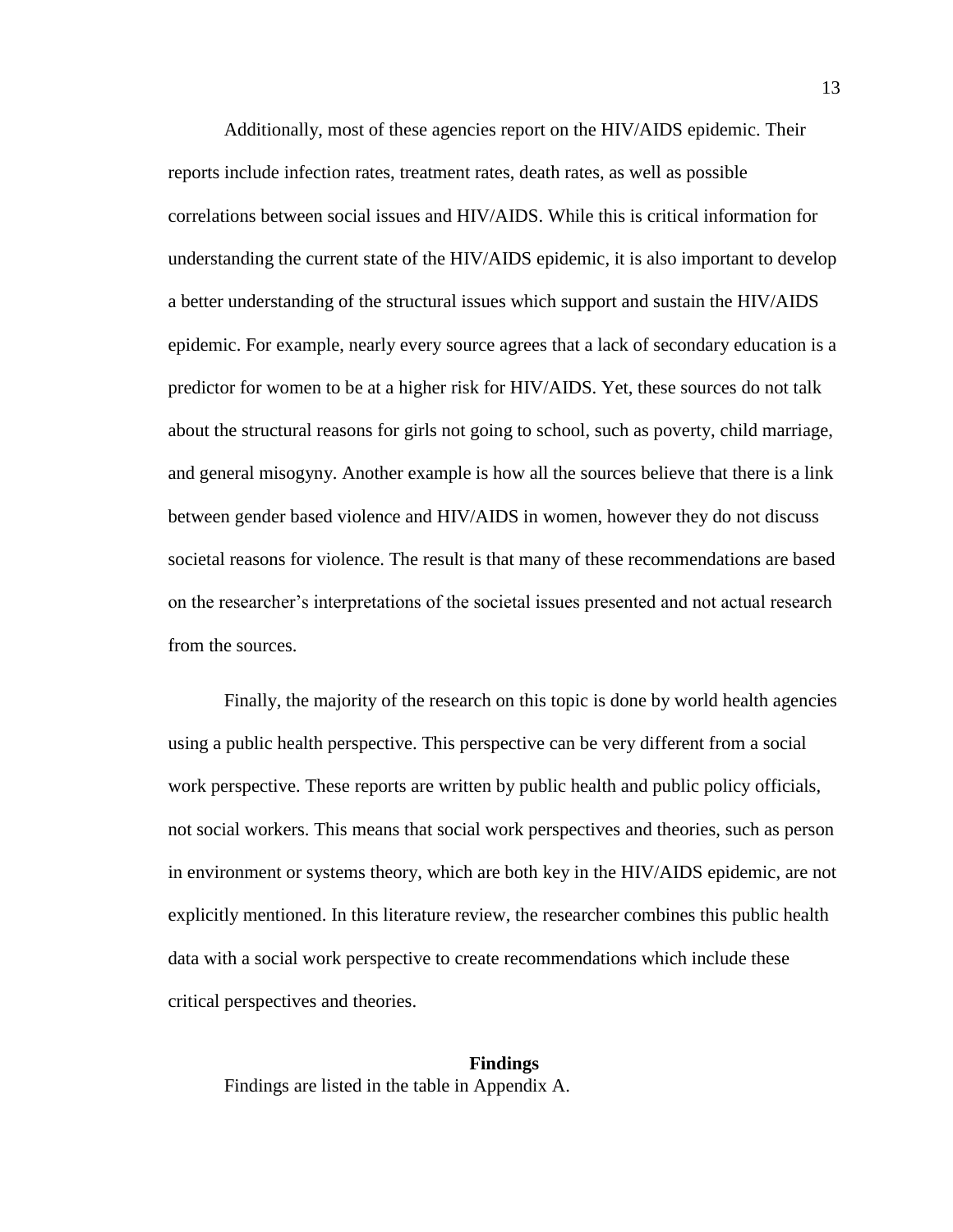Additionally, most of these agencies report on the HIV/AIDS epidemic. Their reports include infection rates, treatment rates, death rates, as well as possible correlations between social issues and HIV/AIDS. While this is critical information for understanding the current state of the HIV/AIDS epidemic, it is also important to develop a better understanding of the structural issues which support and sustain the HIV/AIDS epidemic. For example, nearly every source agrees that a lack of secondary education is a predictor for women to be at a higher risk for HIV/AIDS. Yet, these sources do not talk about the structural reasons for girls not going to school, such as poverty, child marriage, and general misogyny. Another example is how all the sources believe that there is a link between gender based violence and HIV/AIDS in women, however they do not discuss societal reasons for violence. The result is that many of these recommendations are based on the researcher's interpretations of the societal issues presented and not actual research from the sources.

Finally, the majority of the research on this topic is done by world health agencies using a public health perspective. This perspective can be very different from a social work perspective. These reports are written by public health and public policy officials, not social workers. This means that social work perspectives and theories, such as person in environment or systems theory, which are both key in the HIV/AIDS epidemic, are not explicitly mentioned. In this literature review, the researcher combines this public health data with a social work perspective to create recommendations which include these critical perspectives and theories.

## Findings

Findings are listed in the table in Appendix A.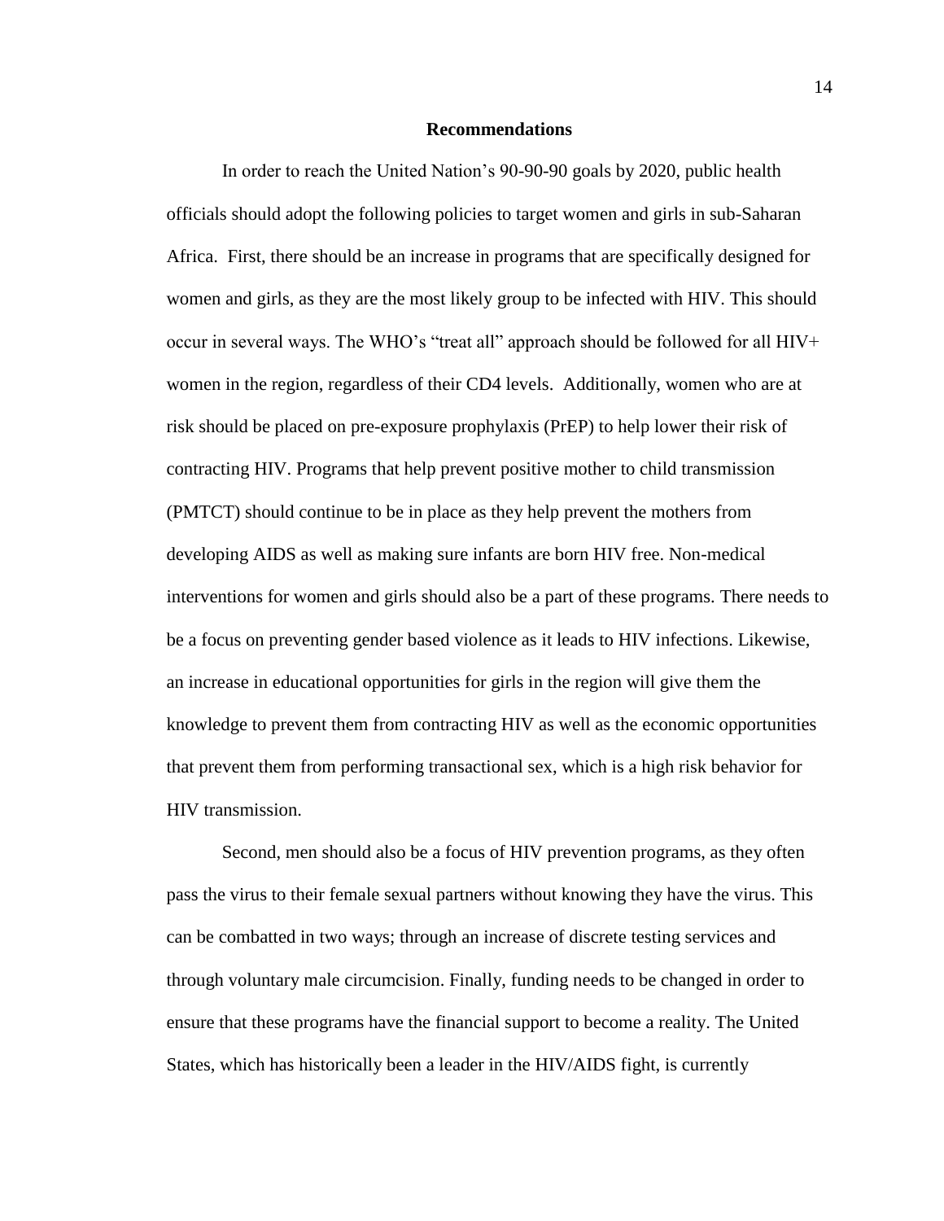## Recommendations

In order to reach the United Nation's 90-90-90 goals by 2020, public health officials should adopt the following policies to target women and girls in sub-Saharan Africa.  First, there should be an increase in programs that are specifically designed for women and girls, as they are the most likely group to be infected with HIV. This should occur in several ways. The WHO's "treat all" approach should be followed for all HIV+ women in the region, regardless of their CD4 levels.  Additionally, women who are at risk should be placed on pre-exposure prophylaxis (PrEP) to help lower their risk of contracting HIV. Programs that help prevent positive mother to child transmission (PMTCT) should continue to be in place as they help prevent the mothers from developing AIDS as well as making sure infants are born HIV free. Non-medical interventions for women and girls should also be a part of these programs. There needs to be a focus on preventing gender based violence as it leads to HIV infections. Likewise, an increase in educational opportunities for girls in the region will give them the knowledge to prevent them from contracting HIV as well as the economic opportunities that prevent them from performing transactional sex, which is a high risk behavior for HIV transmission.

Second, men should also be a focus of HIV prevention programs, as they often pass the virus to their female sexual partners without knowing they have the virus. This can be combatted in two ways; through an increase of discrete testing services and through voluntary male circumcision. Finally, funding needs to be changed in order to ensure that these programs have the financial support to become a reality. The United States, which has historically been a leader in the HIV/AIDS fight, is currently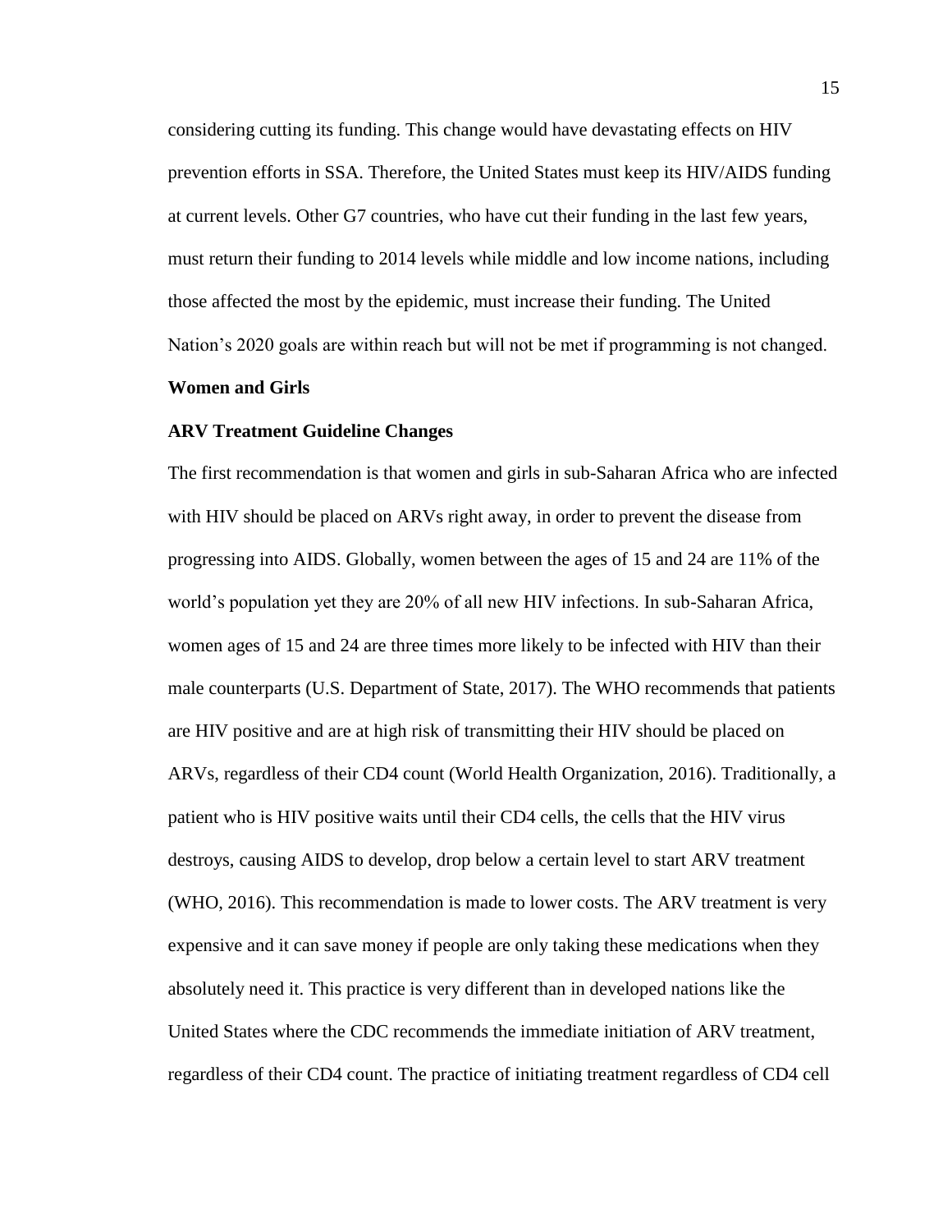considering cutting its funding. This change would have devastating effects on HIV prevention efforts in SSA. Therefore, the United States must keep its HIV/AIDS funding at current levels. Other G7 countries, who have cut their funding in the last few years, must return their funding to 2014 levels while middle and low income nations, including those affected the most by the epidemic, must increase their funding. The United Nation's 2020 goals are within reach but will not be met if programming is not changed.

## Women and Girls

### ARV Treatment Guideline Changes

The first recommendation is that women and girls in sub-Saharan Africa who are infected with HIV should be placed on ARVs right away, in order to prevent the disease from progressing into AIDS. Globally, women between the ages of 15 and 24 are 11% of the world's population yet they are 20% of all new HIV infections. In sub-Saharan Africa, women ages of 15 and 24 are three times more likely to be infected with HIV than their male counterparts (U.S. Department of State, 2017). The WHO recommends that patients are HIV positive and are at high risk of transmitting their HIV should be placed on ARVs, regardless of their CD4 count (World Health Organization, 2016). Traditionally, a patient who is HIV positive waits until their CD4 cells, the cells that the HIV virus destroys, causing AIDS to develop, drop below a certain level to start ARV treatment (WHO, 2016). This recommendation is made to lower costs. The ARV treatment is very expensive and it can save money if people are only taking these medications when they absolutely need it. This practice is very different than in developed nations like the United States where the CDC recommends the immediate initiation of ARV treatment, regardless of their CD4 count. The practice of initiating treatment regardless of CD4 cell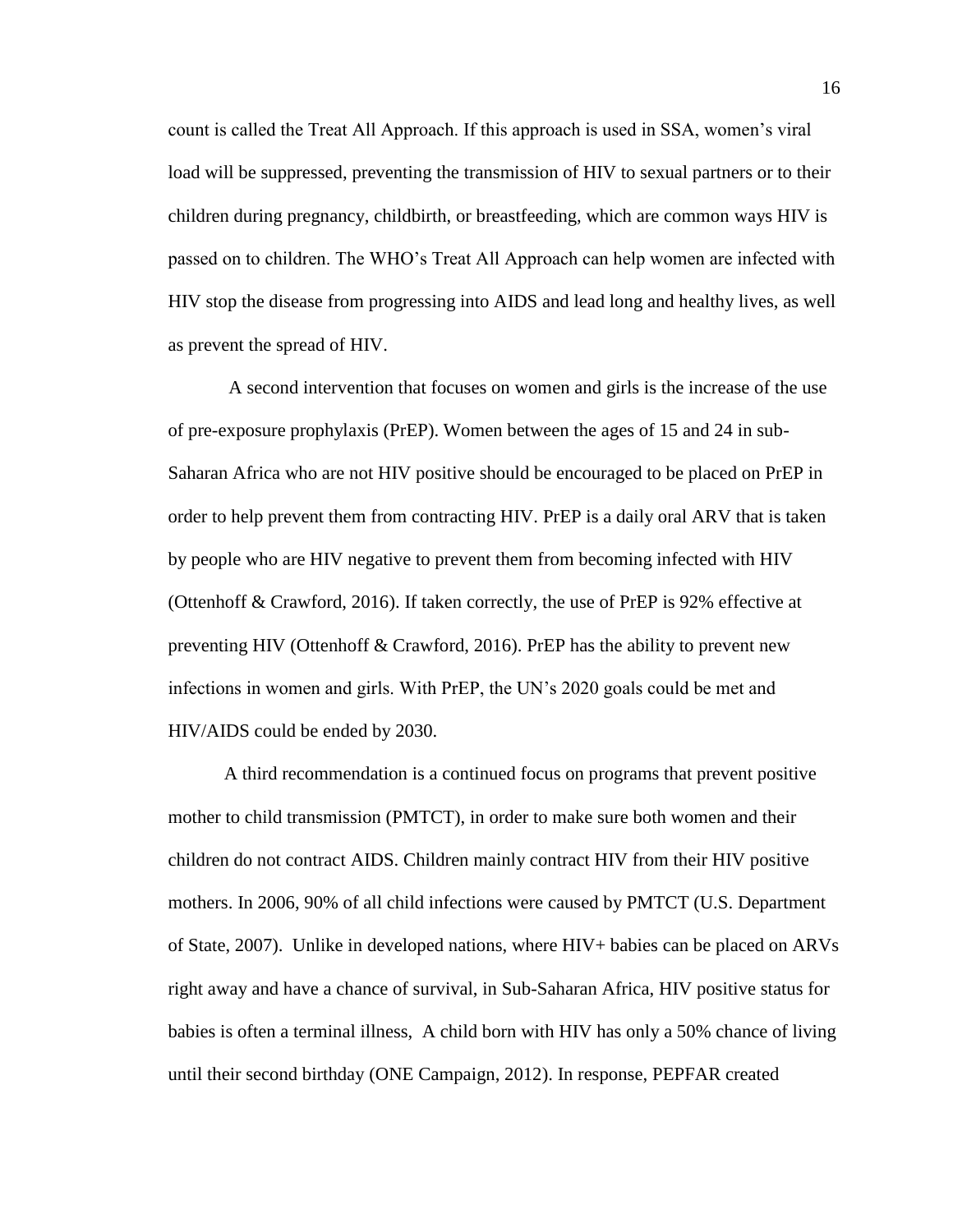count is called the Treat All Approach. If this approach is used in SSA, women's viral load will be suppressed, preventing the transmission of HIV to sexual partners or to their children during pregnancy, childbirth, or breastfeeding, which are common ways HIV is passed on to children. The WHO's Treat All Approach can help women are infected with HIV stop the disease from progressing into AIDS and lead long and healthy lives, as well as prevent the spread of HIV.

A second intervention that focuses on women and girls is the increase of the use of pre-exposure prophylaxis (PrEP). Women between the ages of 15 and 24 in sub-Saharan Africa who are not HIV positive should be encouraged to be placed on PrEP in order to help prevent them from contracting HIV. PrEP is a daily oral ARV that is taken by people who are HIV negative to prevent them from becoming infected with HIV (Ottenhoff & Crawford, 2016). If taken correctly, the use of PrEP is 92% effective at preventing HIV (Ottenhoff & Crawford, 2016). PrEP has the ability to prevent new infections in women and girls. With PrEP, the UN's 2020 goals could be met and HIV/AIDS could be ended by 2030.

A third recommendation is a continued focus on programs that prevent positive mother to child transmission (PMTCT), in order to make sure both women and their children do not contract AIDS. Children mainly contract HIV from their HIV positive mothers. In 2006, 90% of all child infections were caused by PMTCT (U.S. Department of State, 2007). Unlike in developed nations, where HIV+ babies can be placed on ARVs right away and have a chance of survival, in Sub-Saharan Africa, HIV positive status for babies is often a terminal illness, A child born with HIV has only a 50% chance of living until their second birthday (ONE Campaign, 2012). In response, PEPFAR created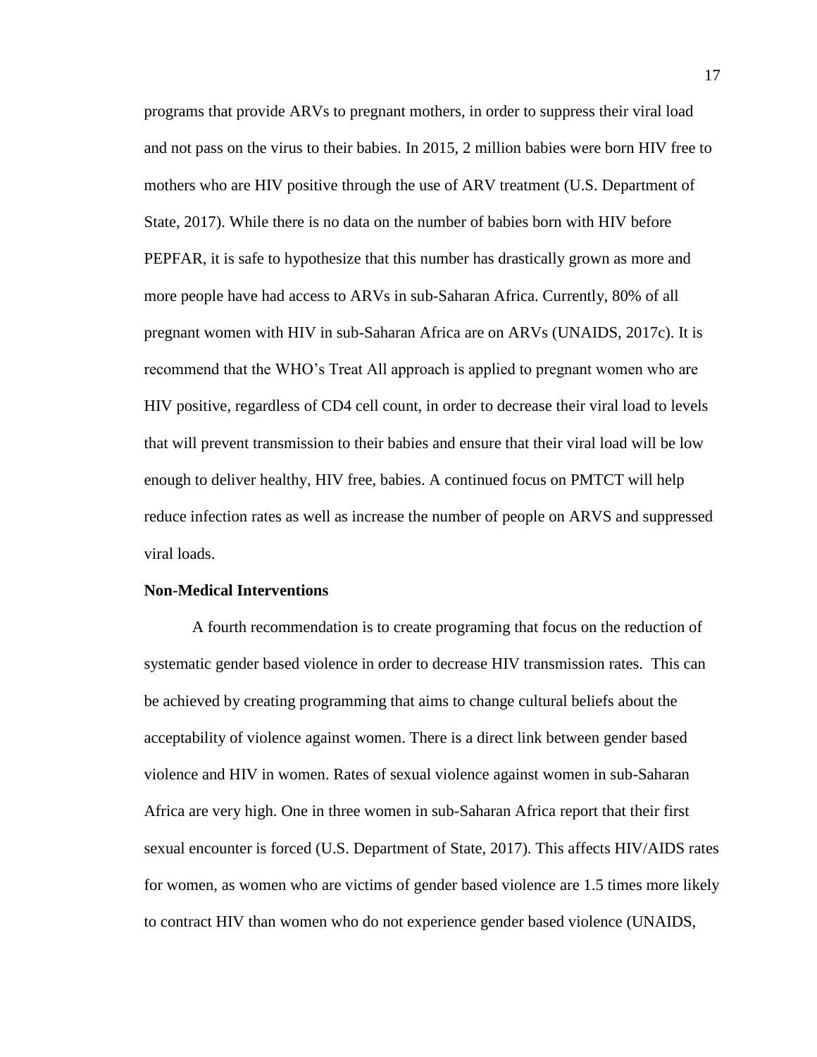programs that provide ARVs to pregnant mothers, in order to suppress their viral load and not pass on the virus to their babies. In 2015, 2 million babies were born HIV free to mothers who are HIV positive through the use of ARV treatment (U.S. Department of State, 2017). While there is no data on the number of babies born with HIV before PEPFAR, it is safe to hypothesize that this number has drastically grown as more and more people have had access to ARVs in sub-Saharan Africa. Currently, 80% of all pregnant women with HIV in sub-Saharan Africa are on ARVs (UNAIDS, 2017c). It is recommend that the WHO's Treat All approach is applied to pregnant women who are HIV positive, regardless of CD4 cell count, in order to decrease their viral load to levels that will prevent transmission to their babies and ensure that their viral load will be low enough to deliver healthy, HIV free, babies. A continued focus on PMTCT will help reduce infection rates as well as increase the number of people on ARVS and suppressed viral loads.

**Non-Medical Interventions**

A fourth recommendation is to create programing that focus on the reduction of systematic gender based violence in order to decrease HIV transmission rates. This can be achieved by creating programming that aims to change cultural beliefs about the acceptability of violence against women. There is a direct link between gender based violence and HIV in women. Rates of sexual violence against women in sub-Saharan Africa are very high. One in three women in sub-Saharan Africa report that their first sexual encounter is forced (U.S. Department of State, 2017). This affects HIV/AIDS rates for women, as women who are victims of gender based violence are 1.5 times more likely to contract HIV than women who do not experience gender based violence (UNAIDS,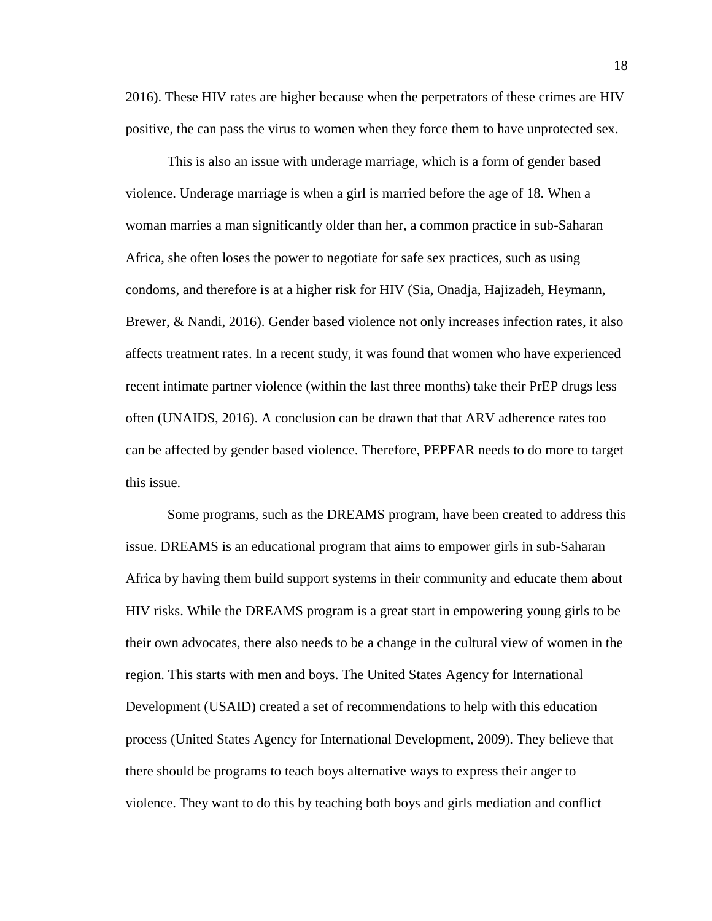2016). These HIV rates are higher because when the perpetrators of these crimes are HIV positive, the can pass the virus to women when they force them to have unprotected sex.

This is also an issue with underage marriage, which is a form of gender based violence. Underage marriage is when a girl is married before the age of 18. When a woman marries a man significantly older than her, a common practice in sub-Saharan Africa, she often loses the power to negotiate for safe sex practices, such as using condoms, and therefore is at a higher risk for HIV (Sia, Onadja, Hajizadeh, Heymann, Brewer, & Nandi, 2016). Gender based violence not only increases infection rates, it also affects treatment rates. In a recent study, it was found that women who have experienced recent intimate partner violence (within the last three months) take their PrEP drugs less often (UNAIDS, 2016). A conclusion can be drawn that that ARV adherence rates too can be affected by gender based violence. Therefore, PEPFAR needs to do more to target this issue.

Some programs, such as the DREAMS program, have been created to address this issue. DREAMS is an educational program that aims to empower girls in sub-Saharan Africa by having them build support systems in their community and educate them about HIV risks. While the DREAMS program is a great start in empowering young girls to be their own advocates, there also needs to be a change in the cultural view of women in the region. This starts with men and boys. The United States Agency for International Development (USAID) created a set of recommendations to help with this education process (United States Agency for International Development, 2009). They believe that there should be programs to teach boys alternative ways to express their anger to violence. They want to do this by teaching both boys and girls mediation and conflict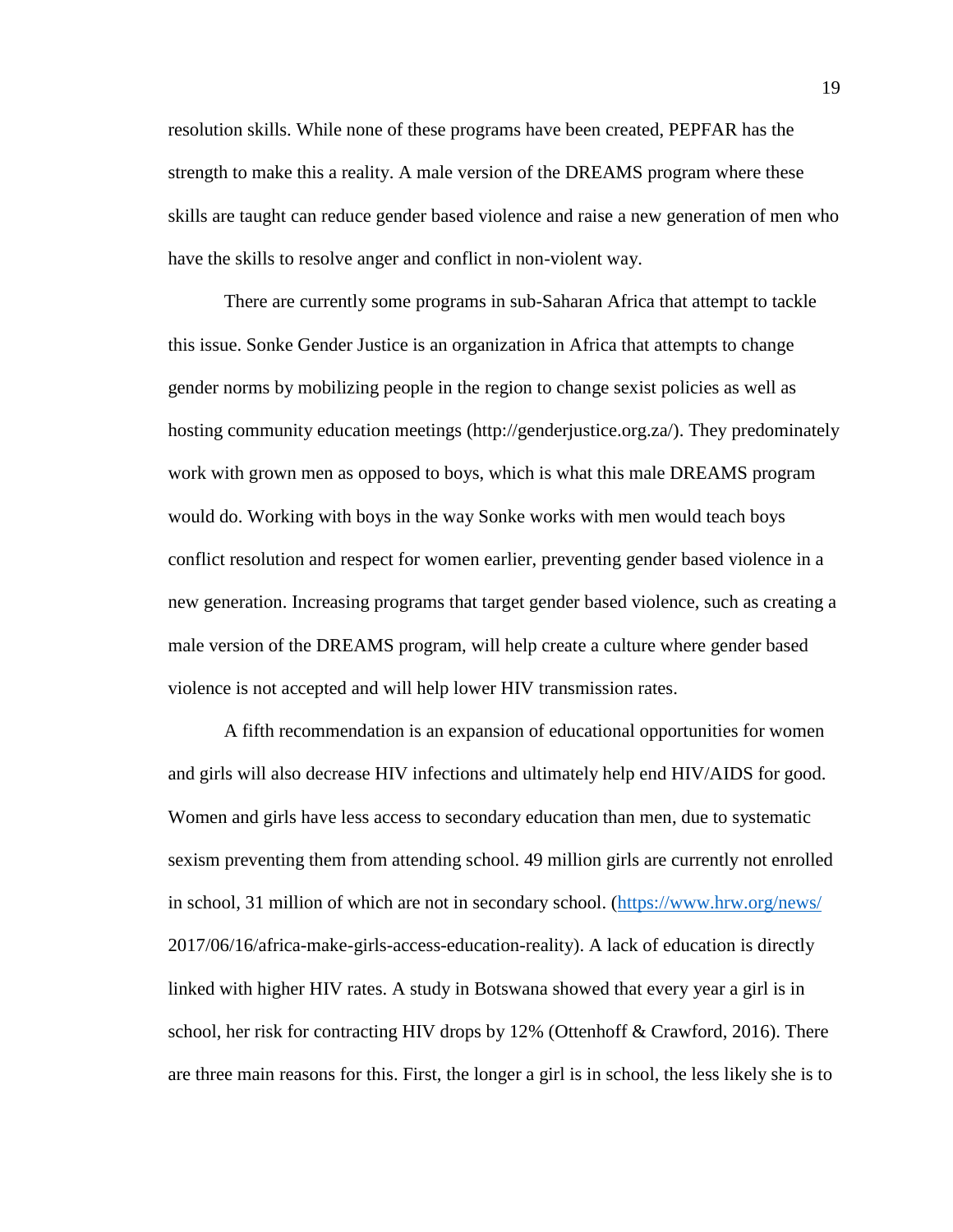resolution skills. While none of these programs have been created, PEPFAR has the strength to make this a reality. A male version of the DREAMS program where these skills are taught can reduce gender based violence and raise a new generation of men who have the skills to resolve anger and conflict in non-violent way.

There are currently some programs in sub-Saharan Africa that attempt to tackle this issue. Sonke Gender Justice is an organization in Africa that attempts to change gender norms by mobilizing people in the region to change sexist policies as well as hosting community education meetings (http://genderjustice.org.za/). They predominately work with grown men as opposed to boys, which is what this male DREAMS program would do. Working with boys in the way Sonke works with men would teach boys conflict resolution and respect for women earlier, preventing gender based violence in a new generation. Increasing programs that target gender based violence, such as creating a male version of the DREAMS program, will help create a culture where gender based violence is not accepted and will help lower HIV transmission rates.

A fifth recommendation is an expansion of educational opportunities for women and girls will also decrease HIV infections and ultimately help end HIV/AIDS for good. Women and girls have less access to secondary education than men, due to systematic sexism preventing them from attending school. 49 million girls are currently not enrolled in school, 31 million of which are not in secondary school. (https://www.hrw.org/news/2017/06/16/africa-make-girls-access-education-reality). A lack of education is directly linked with higher HIV rates. A study in Botswana showed that every year a girl is in school, her risk for contracting HIV drops by 12% (Ottenhoff & Crawford, 2016). There are three main reasons for this. First, the longer a girl is in school, the less likely she is to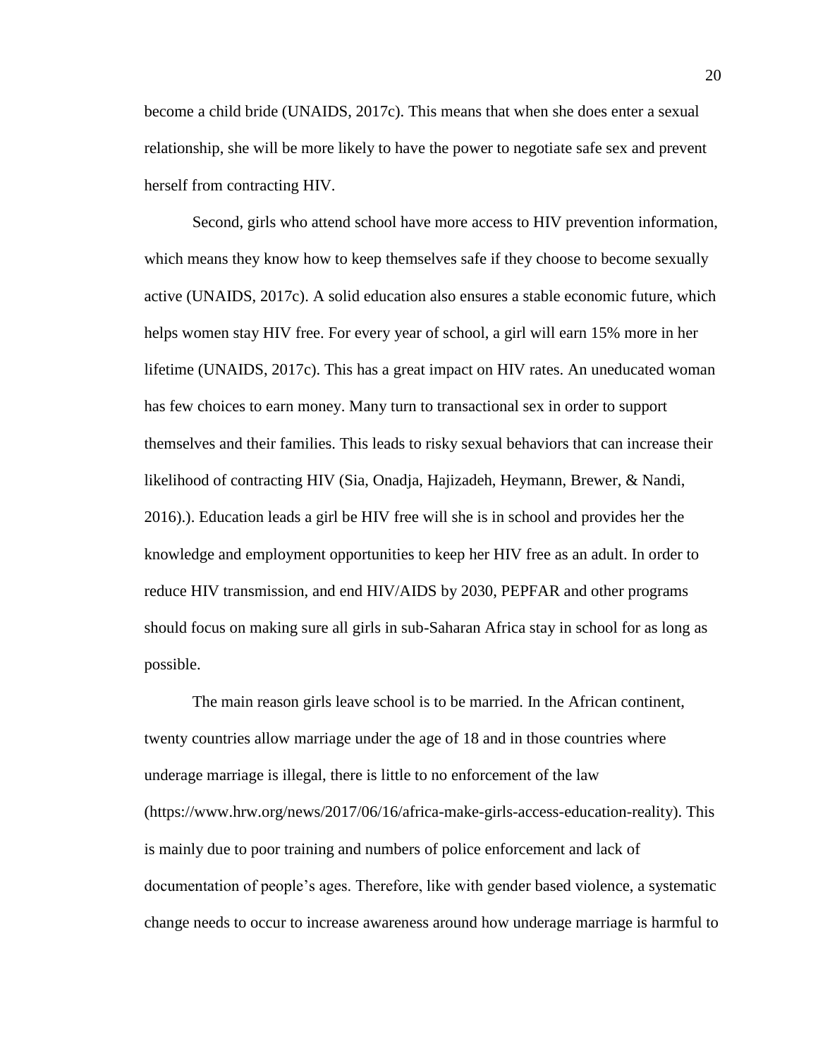become a child bride (UNAIDS, 2017c). This means that when she does enter a sexual relationship, she will be more likely to have the power to negotiate safe sex and prevent herself from contracting HIV.

Second, girls who attend school have more access to HIV prevention information, which means they know how to keep themselves safe if they choose to become sexually active (UNAIDS, 2017c). A solid education also ensures a stable economic future, which helps women stay HIV free. For every year of school, a girl will earn 15% more in her lifetime (UNAIDS, 2017c). This has a great impact on HIV rates. An uneducated woman has few choices to earn money. Many turn to transactional sex in order to support themselves and their families. This leads to risky sexual behaviors that can increase their likelihood of contracting HIV (Sia, Onadja, Hajizadeh, Heymann, Brewer, & Nandi, 2016).). Education leads a girl be HIV free will she is in school and provides her the knowledge and employment opportunities to keep her HIV free as an adult. In order to reduce HIV transmission, and end HIV/AIDS by 2030, PEPFAR and other programs should focus on making sure all girls in sub-Saharan Africa stay in school for as long as possible.

The main reason girls leave school is to be married. In the African continent, twenty countries allow marriage under the age of 18 and in those countries where underage marriage is illegal, there is little to no enforcement of the law (https://www.hrw.org/news/2017/06/16/africa-make-girls-access-education-reality). This is mainly due to poor training and numbers of police enforcement and lack of documentation of people's ages. Therefore, like with gender based violence, a systematic change needs to occur to increase awareness around how underage marriage is harmful to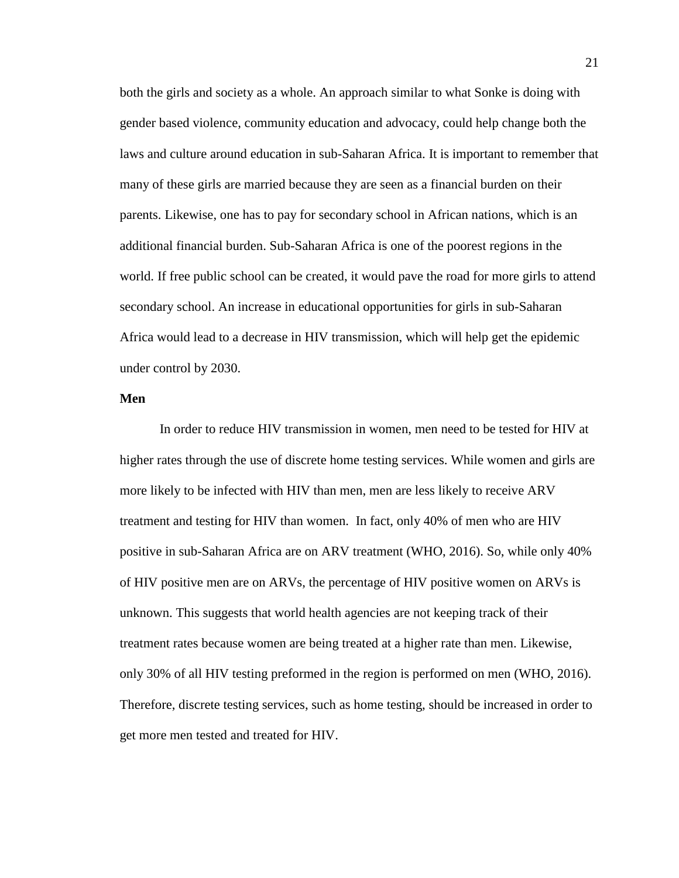both the girls and society as a whole. An approach similar to what Sonke is doing with gender based violence, community education and advocacy, could help change both the laws and culture around education in sub-Saharan Africa. It is important to remember that many of these girls are married because they are seen as a financial burden on their parents. Likewise, one has to pay for secondary school in African nations, which is an additional financial burden. Sub-Saharan Africa is one of the poorest regions in the world. If free public school can be created, it would pave the road for more girls to attend secondary school. An increase in educational opportunities for girls in sub-Saharan Africa would lead to a decrease in HIV transmission, which will help get the epidemic under control by 2030.

**Men**

In order to reduce HIV transmission in women, men need to be tested for HIV at higher rates through the use of discrete home testing services. While women and girls are more likely to be infected with HIV than men, men are less likely to receive ARV treatment and testing for HIV than women. In fact, only 40% of men who are HIV positive in sub-Saharan Africa are on ARV treatment (WHO, 2016). So, while only 40% of HIV positive men are on ARVs, the percentage of HIV positive women on ARVs is unknown. This suggests that world health agencies are not keeping track of their treatment rates because women are being treated at a higher rate than men. Likewise, only 30% of all HIV testing preformed in the region is performed on men (WHO, 2016). Therefore, discrete testing services, such as home testing, should be increased in order to get more men tested and treated for HIV.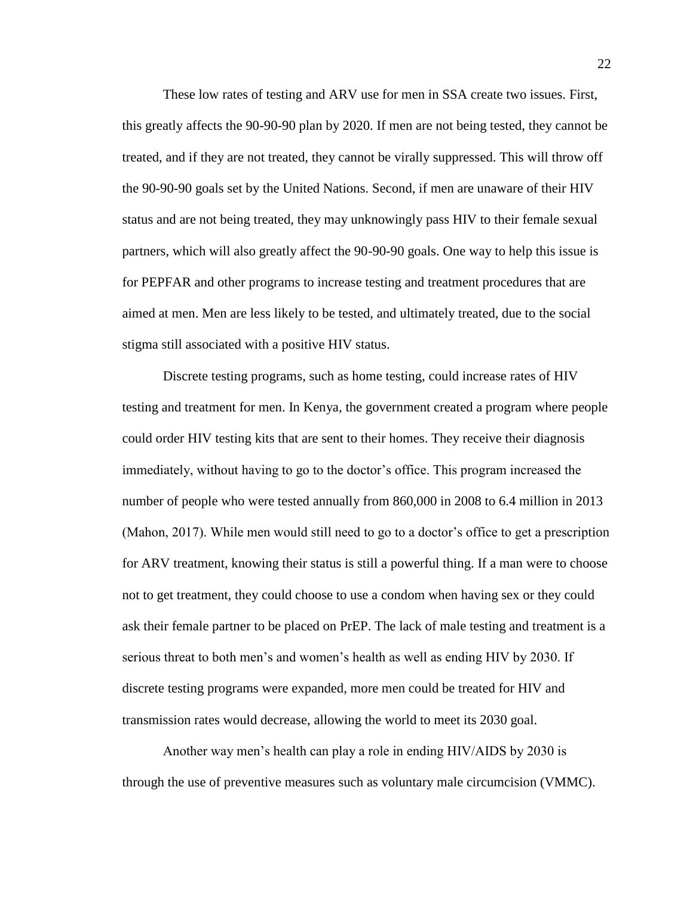These low rates of testing and ARV use for men in SSA create two issues. First, this greatly affects the 90-90-90 plan by 2020. If men are not being tested, they cannot be treated, and if they are not treated, they cannot be virally suppressed. This will throw off the 90-90-90 goals set by the United Nations. Second, if men are unaware of their HIV status and are not being treated, they may unknowingly pass HIV to their female sexual partners, which will also greatly affect the 90-90-90 goals. One way to help this issue is for PEPFAR and other programs to increase testing and treatment procedures that are aimed at men. Men are less likely to be tested, and ultimately treated, due to the social stigma still associated with a positive HIV status.

Discrete testing programs, such as home testing, could increase rates of HIV testing and treatment for men. In Kenya, the government created a program where people could order HIV testing kits that are sent to their homes. They receive their diagnosis immediately, without having to go to the doctor's office. This program increased the number of people who were tested annually from 860,000 in 2008 to 6.4 million in 2013 (Mahon, 2017). While men would still need to go to a doctor's office to get a prescription for ARV treatment, knowing their status is still a powerful thing. If a man were to choose not to get treatment, they could choose to use a condom when having sex or they could ask their female partner to be placed on PrEP. The lack of male testing and treatment is a serious threat to both men's and women's health as well as ending HIV by 2030. If discrete testing programs were expanded, more men could be treated for HIV and transmission rates would decrease, allowing the world to meet its 2030 goal.

Another way men's health can play a role in ending HIV/AIDS by 2030 is through the use of preventive measures such as voluntary male circumcision (VMMC).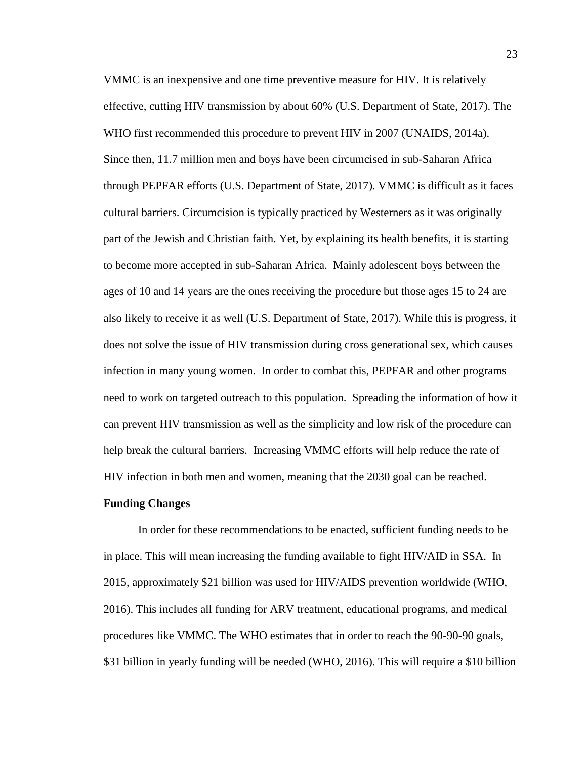VMMC is an inexpensive and one time preventive measure for HIV. It is relatively effective, cutting HIV transmission by about 60% (U.S. Department of State, 2017). The WHO first recommended this procedure to prevent HIV in 2007 (UNAIDS, 2014a). Since then, 11.7 million men and boys have been circumcised in sub-Saharan Africa through PEPFAR efforts (U.S. Department of State, 2017). VMMC is difficult as it faces cultural barriers. Circumcision is typically practiced by Westerners as it was originally part of the Jewish and Christian faith. Yet, by explaining its health benefits, it is starting to become more accepted in sub-Saharan Africa. Mainly adolescent boys between the ages of 10 and 14 years are the ones receiving the procedure but those ages 15 to 24 are also likely to receive it as well (U.S. Department of State, 2017). While this is progress, it does not solve the issue of HIV transmission during cross generational sex, which causes infection in many young women. In order to combat this, PEPFAR and other programs need to work on targeted outreach to this population. Spreading the information of how it can prevent HIV transmission as well as the simplicity and low risk of the procedure can help break the cultural barriers. Increasing VMMC efforts will help reduce the rate of HIV infection in both men and women, meaning that the 2030 goal can be reached.

**Funding Changes**

In order for these recommendations to be enacted, sufficient funding needs to be in place. This will mean increasing the funding available to fight HIV/AID in SSA. In 2015, approximately $21 billion was used for HIV/AIDS prevention worldwide (WHO, 2016). This includes all funding for ARV treatment, educational programs, and medical procedures like VMMC. The WHO estimates that in order to reach the 90-90-90 goals, $31 billion in yearly funding will be needed (WHO, 2016). This will require a $10 billion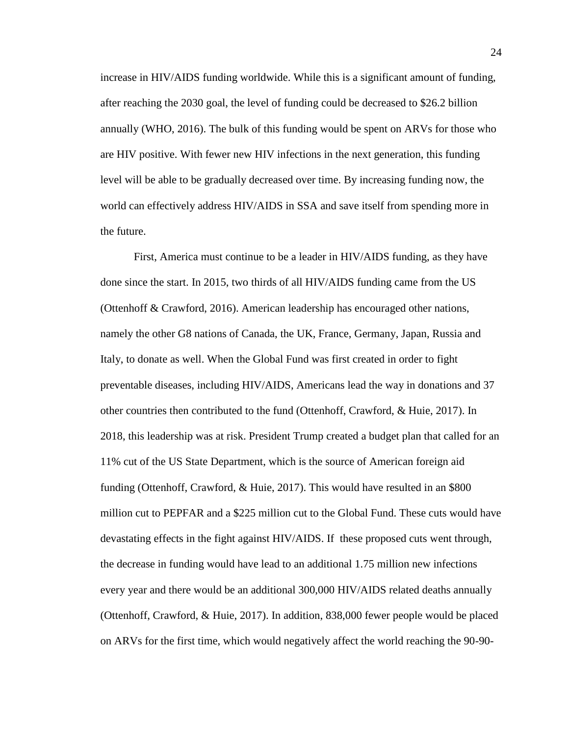increase in HIV/AIDS funding worldwide. While this is a significant amount of funding, after reaching the 2030 goal, the level of funding could be decreased to $26.2 billion annually (WHO, 2016). The bulk of this funding would be spent on ARVs for those who are HIV positive. With fewer new HIV infections in the next generation, this funding level will be able to be gradually decreased over time. By increasing funding now, the world can effectively address HIV/AIDS in SSA and save itself from spending more in the future.

First, America must continue to be a leader in HIV/AIDS funding, as they have done since the start. In 2015, two thirds of all HIV/AIDS funding came from the US (Ottenhoff & Crawford, 2016). American leadership has encouraged other nations, namely the other G8 nations of Canada, the UK, France, Germany, Japan, Russia and Italy, to donate as well. When the Global Fund was first created in order to fight preventable diseases, including HIV/AIDS, Americans lead the way in donations and 37 other countries then contributed to the fund (Ottenhoff, Crawford, & Huie, 2017). In 2018, this leadership was at risk. President Trump created a budget plan that called for an 11% cut of the US State Department, which is the source of American foreign aid funding (Ottenhoff, Crawford, & Huie, 2017). This would have resulted in an $800 million cut to PEPFAR and a $225 million cut to the Global Fund. These cuts would have devastating effects in the fight against HIV/AIDS. If these proposed cuts went through, the decrease in funding would have lead to an additional 1.75 million new infections every year and there would be an additional 300,000 HIV/AIDS related deaths annually (Ottenhoff, Crawford, & Huie, 2017). In addition, 838,000 fewer people would be placed on ARVs for the first time, which would negatively affect the world reaching the 90-90-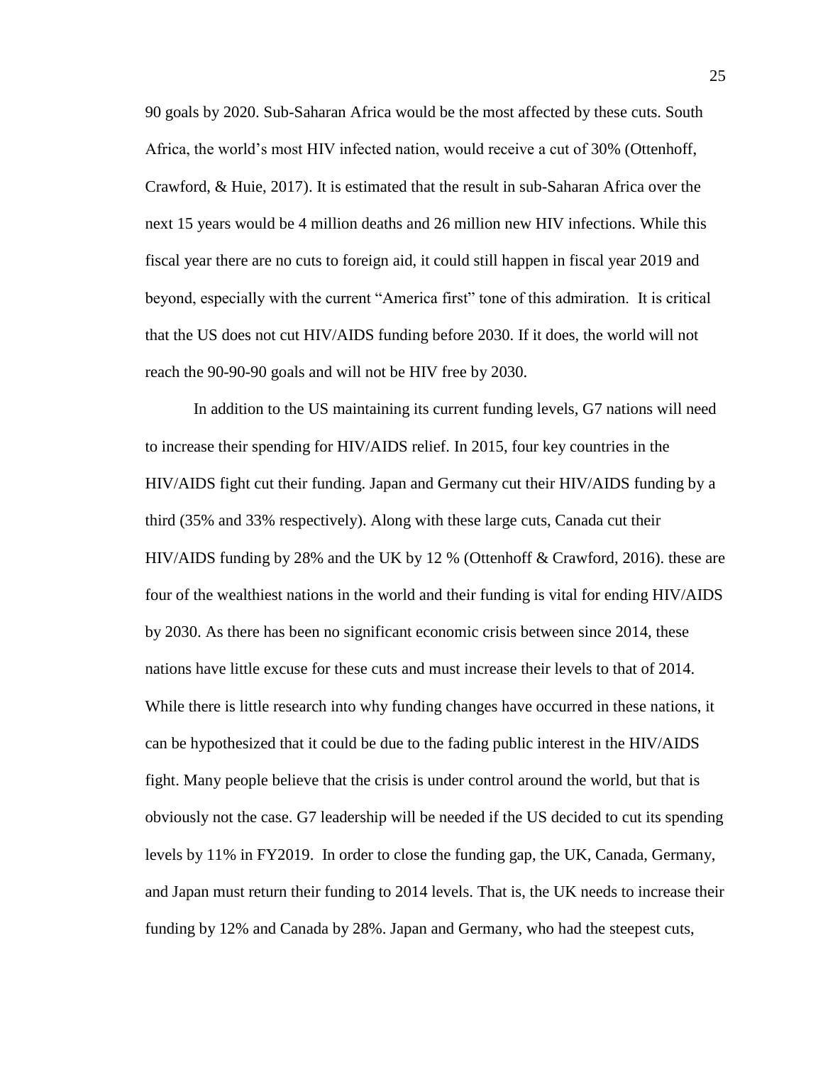90 goals by 2020. Sub-Saharan Africa would be the most affected by these cuts. South Africa, the world's most HIV infected nation, would receive a cut of 30% (Ottenhoff, Crawford, & Huie, 2017). It is estimated that the result in sub-Saharan Africa over the next 15 years would be 4 million deaths and 26 million new HIV infections. While this fiscal year there are no cuts to foreign aid, it could still happen in fiscal year 2019 and beyond, especially with the current "America first" tone of this admiration. It is critical that the US does not cut HIV/AIDS funding before 2030. If it does, the world will not reach the 90-90-90 goals and will not be HIV free by 2030.

In addition to the US maintaining its current funding levels, G7 nations will need to increase their spending for HIV/AIDS relief. In 2015, four key countries in the HIV/AIDS fight cut their funding. Japan and Germany cut their HIV/AIDS funding by a third (35% and 33% respectively). Along with these large cuts, Canada cut their HIV/AIDS funding by 28% and the UK by 12 % (Ottenhoff & Crawford, 2016). these are four of the wealthiest nations in the world and their funding is vital for ending HIV/AIDS by 2030. As there has been no significant economic crisis between since 2014, these nations have little excuse for these cuts and must increase their levels to that of 2014. While there is little research into why funding changes have occurred in these nations, it can be hypothesized that it could be due to the fading public interest in the HIV/AIDS fight. Many people believe that the crisis is under control around the world, but that is obviously not the case. G7 leadership will be needed if the US decided to cut its spending levels by 11% in FY2019. In order to close the funding gap, the UK, Canada, Germany, and Japan must return their funding to 2014 levels. That is, the UK needs to increase their funding by 12% and Canada by 28%. Japan and Germany, who had the steepest cuts,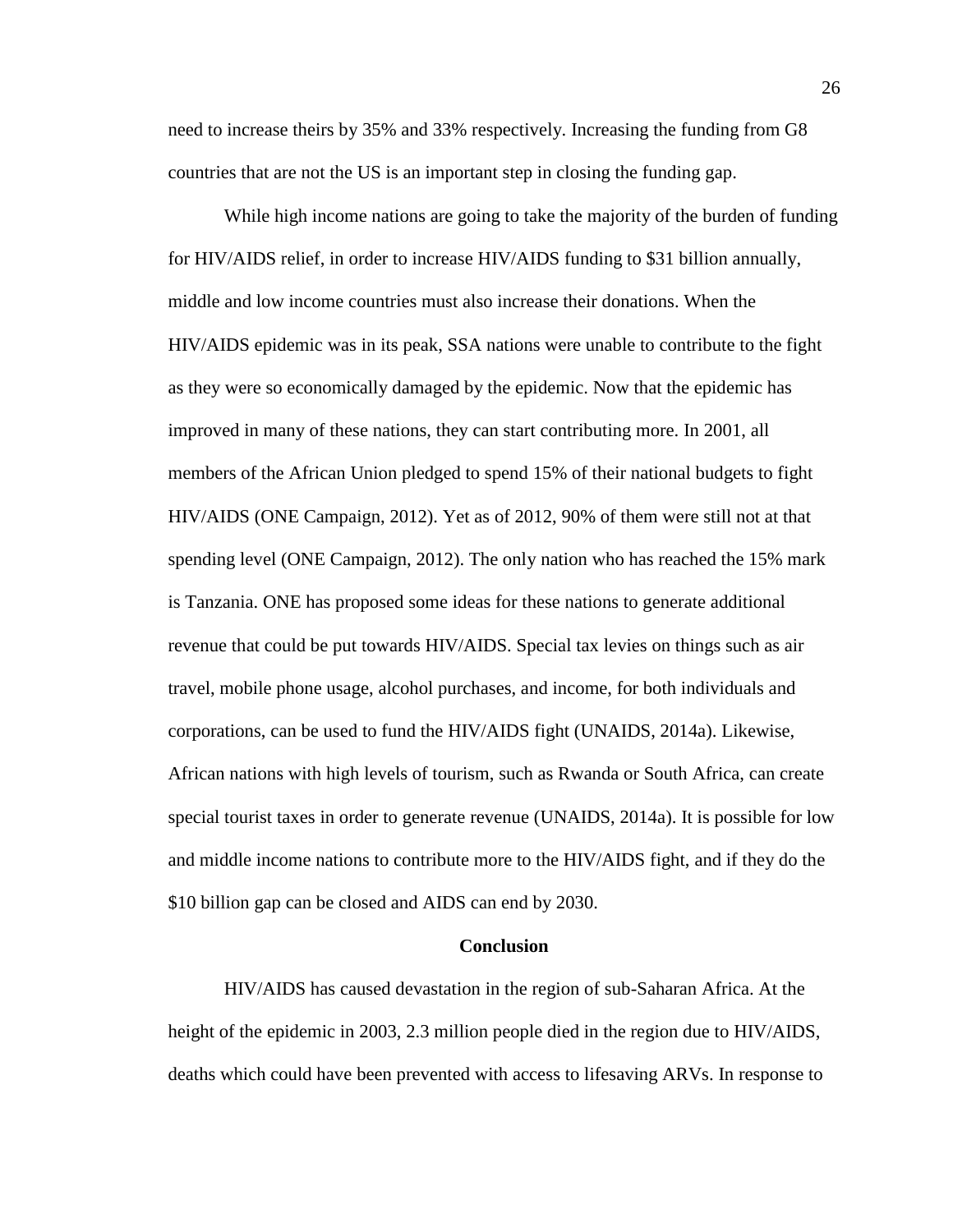need to increase theirs by 35% and 33% respectively. Increasing the funding from G8 countries that are not the US is an important step in closing the funding gap.

While high income nations are going to take the majority of the burden of funding for HIV/AIDS relief, in order to increase HIV/AIDS funding to $31 billion annually, middle and low income countries must also increase their donations. When the HIV/AIDS epidemic was in its peak, SSA nations were unable to contribute to the fight as they were so economically damaged by the epidemic. Now that the epidemic has improved in many of these nations, they can start contributing more. In 2001, all members of the African Union pledged to spend 15% of their national budgets to fight HIV/AIDS (ONE Campaign, 2012). Yet as of 2012, 90% of them were still not at that spending level (ONE Campaign, 2012). The only nation who has reached the 15% mark is Tanzania. ONE has proposed some ideas for these nations to generate additional revenue that could be put towards HIV/AIDS. Special tax levies on things such as air travel, mobile phone usage, alcohol purchases, and income, for both individuals and corporations, can be used to fund the HIV/AIDS fight (UNAIDS, 2014a). Likewise, African nations with high levels of tourism, such as Rwanda or South Africa, can create special tourist taxes in order to generate revenue (UNAIDS, 2014a). It is possible for low and middle income nations to contribute more to the HIV/AIDS fight, and if they do the $10 billion gap can be closed and AIDS can end by 2030.

## Conclusion

HIV/AIDS has caused devastation in the region of sub-Saharan Africa. At the height of the epidemic in 2003, 2.3 million people died in the region due to HIV/AIDS, deaths which could have been prevented with access to lifesaving ARVs. In response to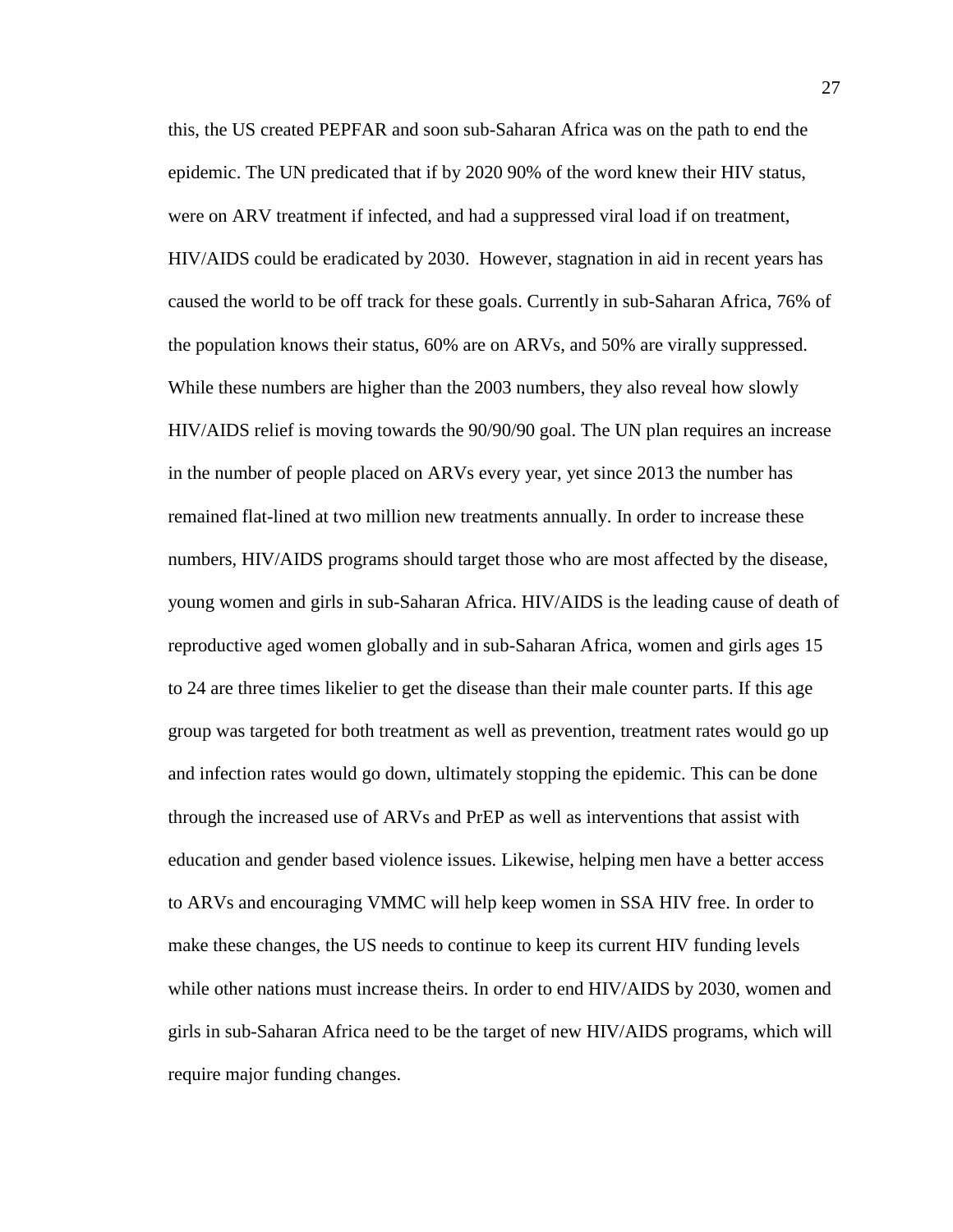this, the US created PEPFAR and soon sub-Saharan Africa was on the path to end the epidemic. The UN predicated that if by 2020 90% of the word knew their HIV status, were on ARV treatment if infected, and had a suppressed viral load if on treatment, HIV/AIDS could be eradicated by 2030. However, stagnation in aid in recent years has caused the world to be off track for these goals. Currently in sub-Saharan Africa, 76% of the population knows their status, 60% are on ARVs, and 50% are virally suppressed. While these numbers are higher than the 2003 numbers, they also reveal how slowly HIV/AIDS relief is moving towards the 90/90/90 goal. The UN plan requires an increase in the number of people placed on ARVs every year, yet since 2013 the number has remained flat-lined at two million new treatments annually. In order to increase these numbers, HIV/AIDS programs should target those who are most affected by the disease, young women and girls in sub-Saharan Africa. HIV/AIDS is the leading cause of death of reproductive aged women globally and in sub-Saharan Africa, women and girls ages 15 to 24 are three times likelier to get the disease than their male counter parts. If this age group was targeted for both treatment as well as prevention, treatment rates would go up and infection rates would go down, ultimately stopping the epidemic. This can be done through the increased use of ARVs and PrEP as well as interventions that assist with education and gender based violence issues. Likewise, helping men have a better access to ARVs and encouraging VMMC will help keep women in SSA HIV free. In order to make these changes, the US needs to continue to keep its current HIV funding levels while other nations must increase theirs. In order to end HIV/AIDS by 2030, women and girls in sub-Saharan Africa need to be the target of new HIV/AIDS programs, which will require major funding changes.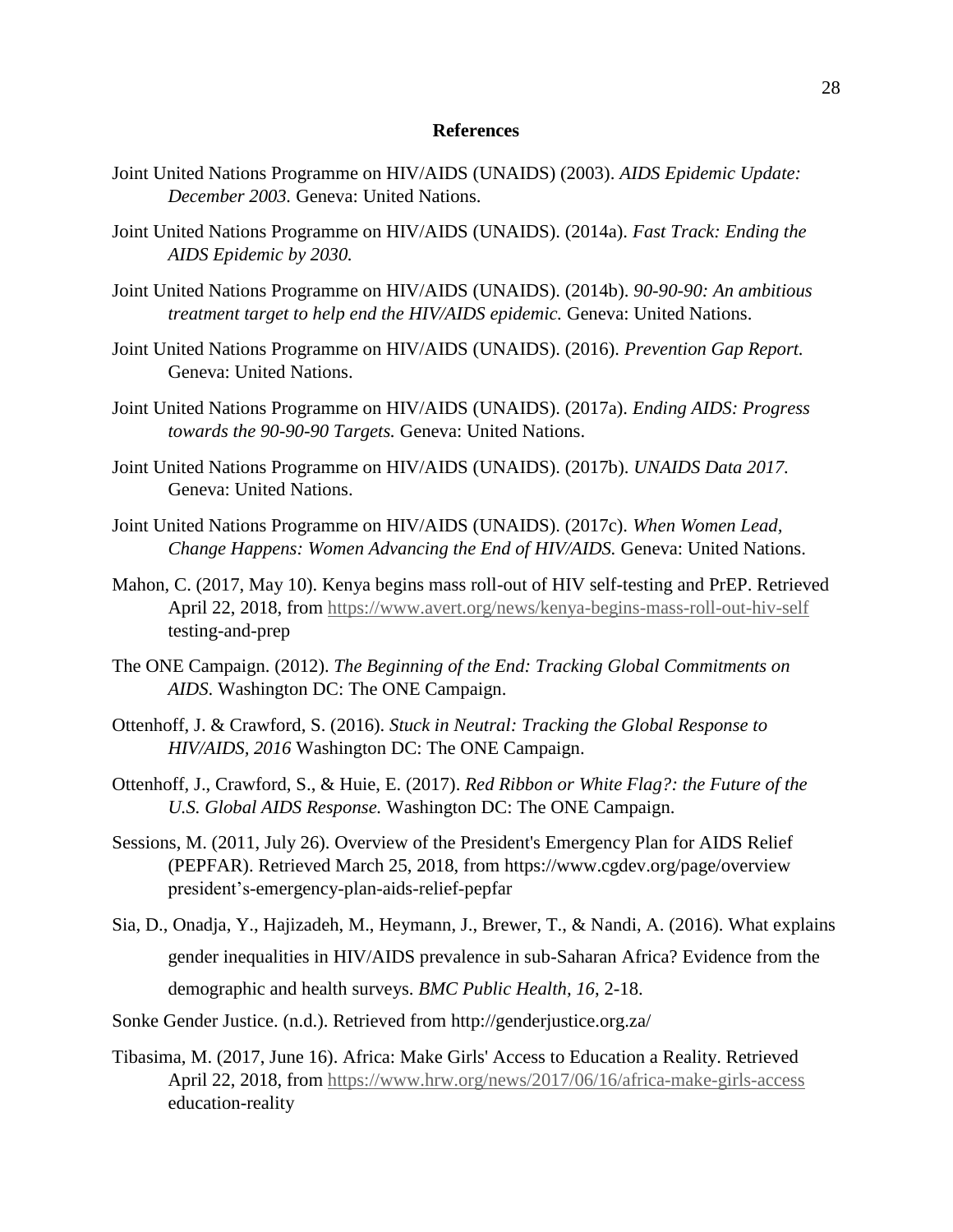# References

Joint United Nations Programme on HIV/AIDS (UNAIDS) (2003). *AIDS Epidemic Update: December 2003.* Geneva: United Nations.

Joint United Nations Programme on HIV/AIDS (UNAIDS). (2014a). *Fast Track: Ending the AIDS Epidemic by 2030.*

Joint United Nations Programme on HIV/AIDS (UNAIDS). (2014b). *90-90-90: An ambitious treatment target to help end the HIV/AIDS epidemic.* Geneva: United Nations.

Joint United Nations Programme on HIV/AIDS (UNAIDS). (2016). *Prevention Gap Report.* Geneva: United Nations.

Joint United Nations Programme on HIV/AIDS (UNAIDS). (2017a). *Ending AIDS: Progress towards the 90-90-90 Targets.* Geneva: United Nations.

Joint United Nations Programme on HIV/AIDS (UNAIDS). (2017b). *UNAIDS Data 2017.* Geneva: United Nations.

Joint United Nations Programme on HIV/AIDS (UNAIDS). (2017c). *When Women Lead, Change Happens: Women Advancing the End of HIV/AIDS.* Geneva: United Nations.

Mahon, C. (2017, May 10). Kenya begins mass roll-out of HIV self-testing and PrEP. Retrieved April 22, 2018, from https://www.avert.org/news/kenya-begins-mass-roll-out-hiv-self testing-and-prep

The ONE Campaign. (2012). *The Beginning of the End: Tracking Global Commitments on AIDS.* Washington DC: The ONE Campaign.

Ottenhoff, J. & Crawford, S. (2016). *Stuck in Neutral: Tracking the Global Response to HIV/AIDS, 2016* Washington DC: The ONE Campaign.

Ottenhoff, J., Crawford, S., & Huie, E. (2017). *Red Ribbon or White Flag?: the Future of the U.S. Global AIDS Response.* Washington DC: The ONE Campaign.

Sessions, M. (2011, July 26). Overview of the President's Emergency Plan for AIDS Relief (PEPFAR). Retrieved March 25, 2018, from https://www.cgdev.org/page/overview president's-emergency-plan-aids-relief-pepfar

Sia, D., Onadja, Y., Hajizadeh, M., Heymann, J., Brewer, T., & Nandi, A. (2016). What explains gender inequalities in HIV/AIDS prevalence in sub-Saharan Africa? Evidence from the demographic and health surveys. *BMC Public Health, 16*, 2-18.

Sonke Gender Justice. (n.d.). Retrieved from http://genderjustice.org.za/

Tibasima, M. (2017, June 16). Africa: Make Girls' Access to Education a Reality. Retrieved April 22, 2018, from https://www.hrw.org/news/2017/06/16/africa-make-girls-access education-reality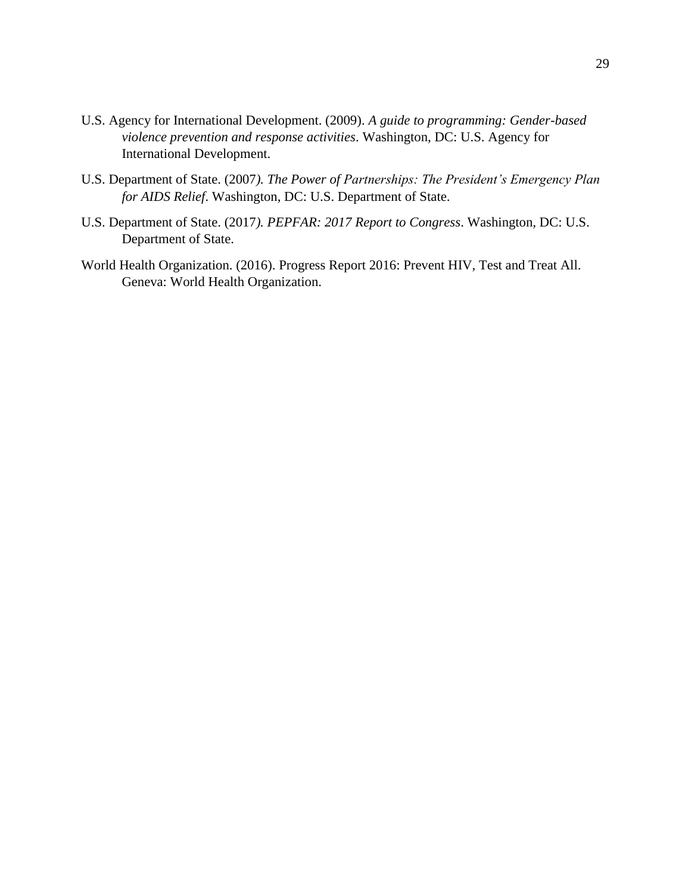U.S. Agency for International Development. (2009). *A guide to programming: Gender-based violence prevention and response activities*. Washington, DC: U.S. Agency for International Development.

U.S. Department of State. (2007*). The Power of Partnerships: The President's Emergency Plan for AIDS Relief*. Washington, DC: U.S. Department of State.

U.S. Department of State. (2017*). PEPFAR: 2017 Report to Congress*. Washington, DC: U.S. Department of State.

World Health Organization. (2016). Progress Report 2016: Prevent HIV, Test and Treat All. Geneva: World Health Organization.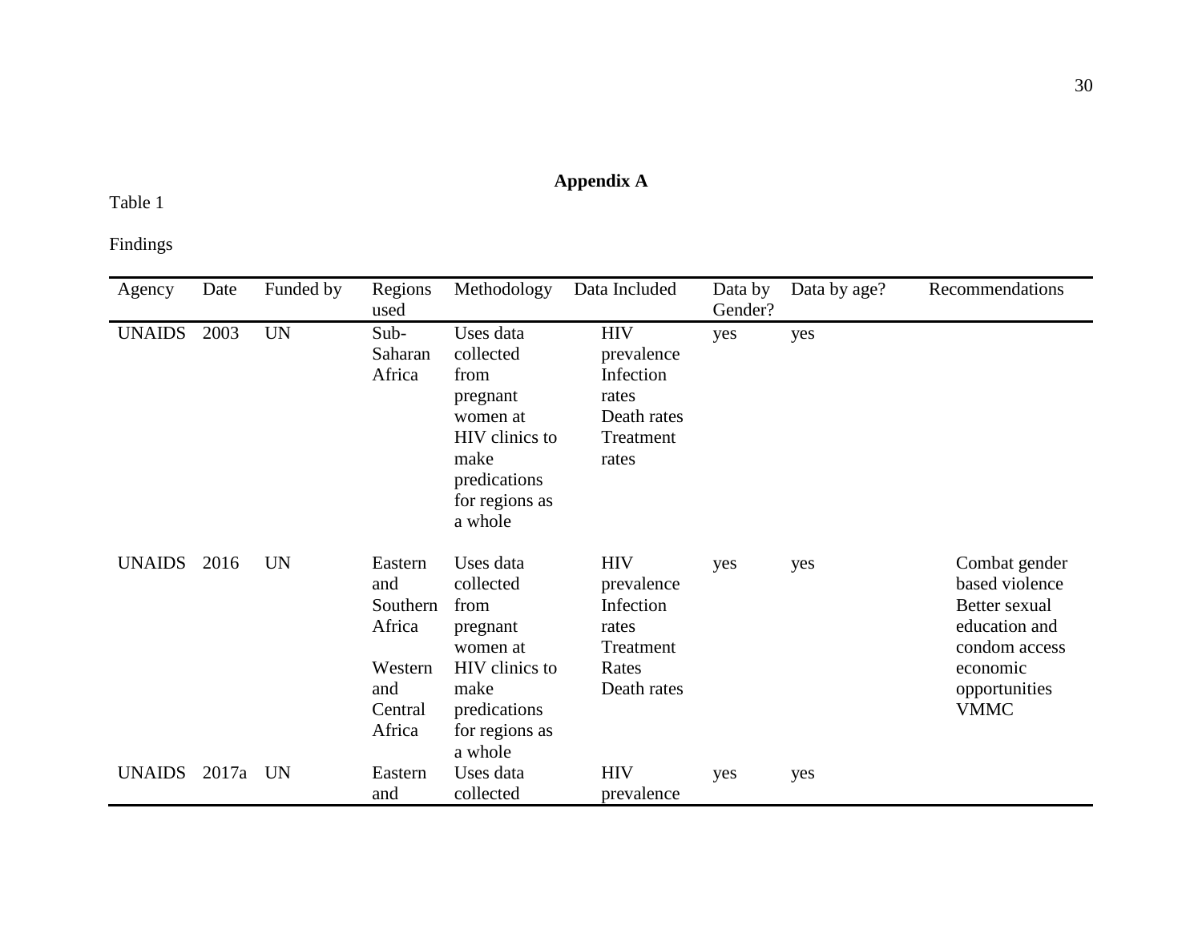# Appendix A

Table 1

Findings

| Agency | Date | Funded by | Regions used | Methodology | Data Included | Data by Gender? | Data by age? | Recommendations |
|---|---|---|---|---|---|---|---|---|
| UNAIDS | 2003 | UN | Sub-Saharan Africa | Uses data collected from pregnant women at HIV clinics to make predications for regions as a whole | HIV prevalence Infection rates Death rates Treatment rates | yes | yes | |
| UNAIDS | 2016 | UN | Eastern and Southern Africa  Western and Central Africa | Uses data collected from pregnant women at HIV clinics to make predications for regions as a whole | HIV prevalence Infection rates Treatment Rates Death rates | yes | yes | Combat gender based violence Better sexual education and condom access economic opportunities VMMC |
| UNAIDS | 2017a | UN | Eastern and | Uses data collected | HIV prevalence | yes | yes | |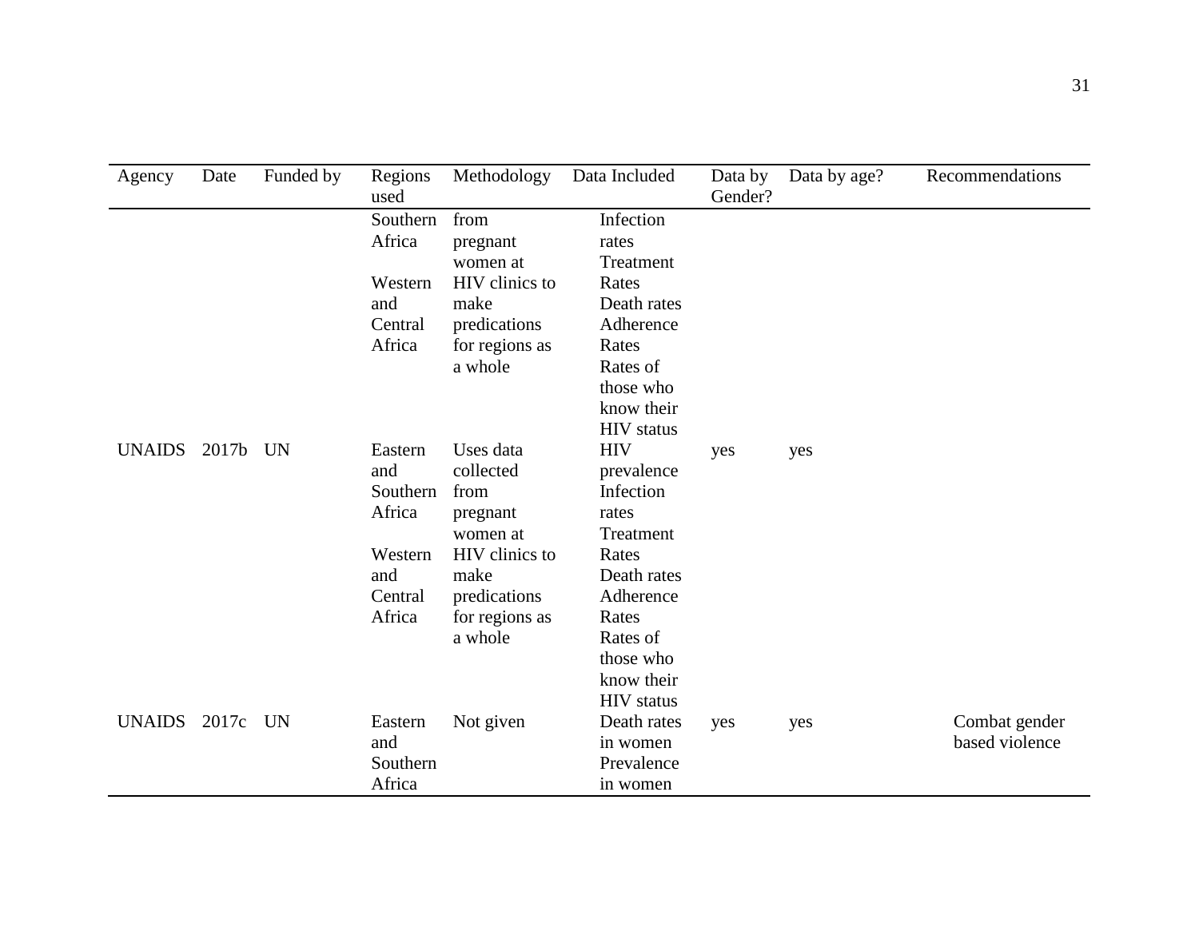| Agency | Date | Funded by | Regions used | Methodology | Data Included | Data by Gender? | Data by age? | Recommendations |
|---|---|---|---|---|---|---|---|---|
| | | | Southern Africa<br><br>Western and Central Africa | from pregnant women at HIV clinics to make predications for regions as a whole | Infection rates<br>Treatment Rates<br>Death rates<br>Adherence Rates<br>Rates of those who know their HIV status | | | |
| UNAIDS | 2017b | UN | Eastern and Southern Africa<br><br>Western and Central Africa | Uses data collected from pregnant women at HIV clinics to make predications for regions as a whole | HIV prevalence<br>Infection rates<br>Treatment Rates<br>Death rates<br>Adherence Rates<br>Rates of those who know their HIV status | yes | yes | |
| UNAIDS | 2017c | UN | Eastern and Southern Africa | Not given | Death rates in women<br>Prevalence in women | yes | yes | Combat gender based violence |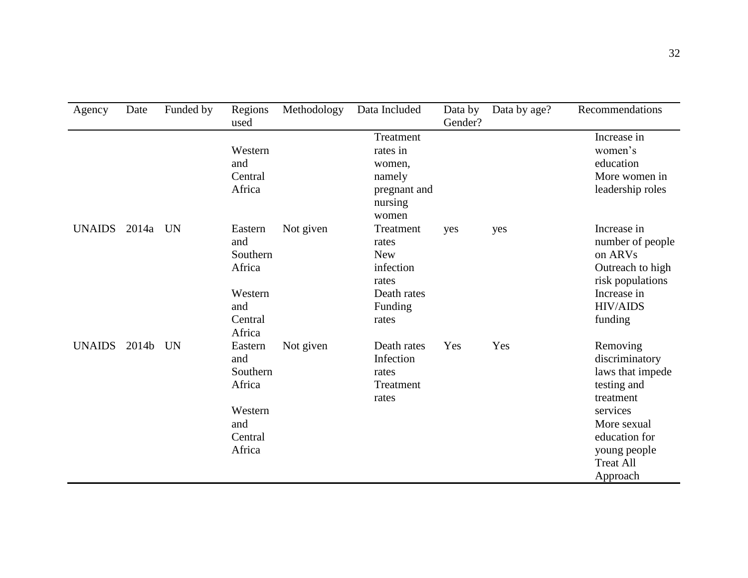| Agency | Date | Funded by | Regions used | Methodology | Data Included | Data by Gender? | Data by age? | Recommendations |
|---|---|---|---|---|---|---|---|---|
| | | | Western and Central Africa | | Treatment rates in women, namely pregnant and nursing women | | | Increase in women's education More women in leadership roles |
| UNAIDS | 2014a | UN | Eastern and Southern Africa Western and Central Africa | Not given | Treatment rates New infection rates Death rates Funding rates | yes | yes | Increase in number of people on ARVs Outreach to high risk populations Increase in HIV/AIDS funding |
| UNAIDS | 2014b | UN | Eastern and Southern Africa Western and Central Africa | Not given | Death rates Infection rates Treatment rates | Yes | Yes | Removing discriminatory laws that impede testing and treatment services More sexual education for young people Treat All Approach |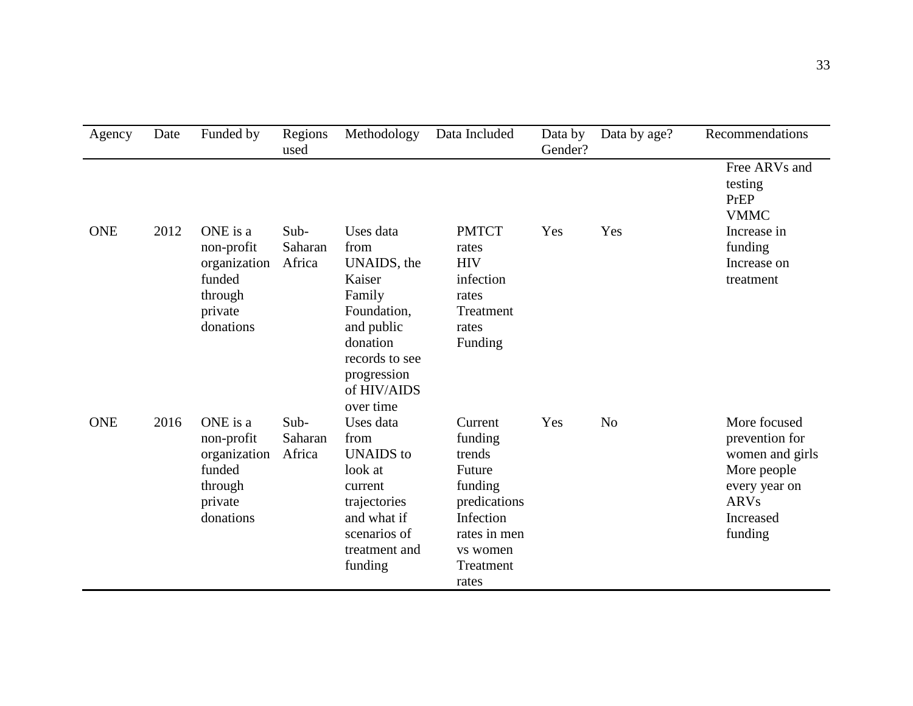| Agency | Date | Funded by | Regions used | Methodology | Data Included | Data by Gender? | Data by age? | Recommendations |
|---|---|---|---|---|---|---|---|---|
| ONE | 2012 | ONE is a non-profit organization funded through private donations | Sub-Saharan Africa | Uses data from UNAIDS, the Kaiser Family Foundation, and public donation records to see progression of HIV/AIDS over time | PMTCT rates<br>HIV infection rates<br>Treatment rates<br>Funding | Yes | Yes | Free ARVs and testing<br>PrEP<br>VMMC<br>Increase in funding<br>Increase on treatment |
| ONE | 2016 | ONE is a non-profit organization funded through private donations | Sub-Saharan Africa | Uses data from UNAIDS to look at current trajectories and what if scenarios of treatment and funding | Current funding trends<br>Future funding predications<br>Infection rates in men vs women<br>Treatment rates | Yes | No | More focused prevention for women and girls<br>More people every year on ARVs<br>Increased funding |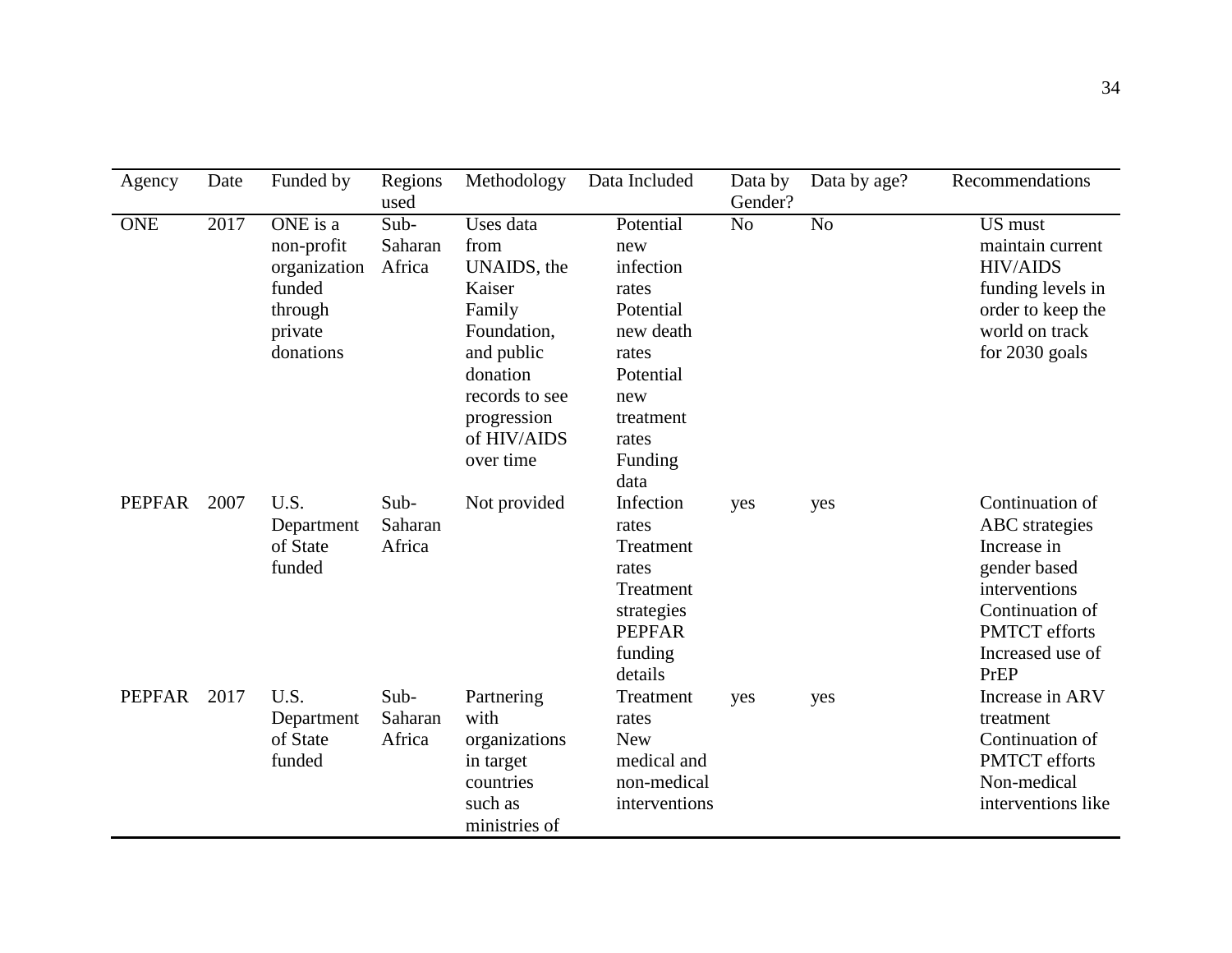| Agency | Date | Funded by | Regions used | Methodology | Data Included | Data by Gender? | Data by age? | Recommendations |
|---|---|---|---|---|---|---|---|---|
| ONE | 2017 | ONE is a non-profit organization funded through private donations | Sub-Saharan Africa | Uses data from UNAIDS, the Kaiser Family Foundation, and public donation records to see progression of HIV/AIDS over time | Potential new infection rates Potential new death rates Potential new treatment rates Funding data | No | No | US must maintain current HIV/AIDS funding levels in order to keep the world on track for 2030 goals |
| PEPFAR | 2007 | U.S. Department of State funded | Sub-Saharan Africa | Not provided | Infection rates Treatment rates Treatment strategies PEPFAR funding details | yes | yes | Continuation of ABC strategies Increase in gender based interventions Continuation of PMTCT efforts Increased use of PrEP |
| PEPFAR | 2017 | U.S. Department of State funded | Sub-Saharan Africa | Partnering with organizations in target countries such as ministries of | Treatment rates New medical and non-medical interventions | yes | yes | Increase in ARV treatment Continuation of PMTCT efforts Non-medical interventions like |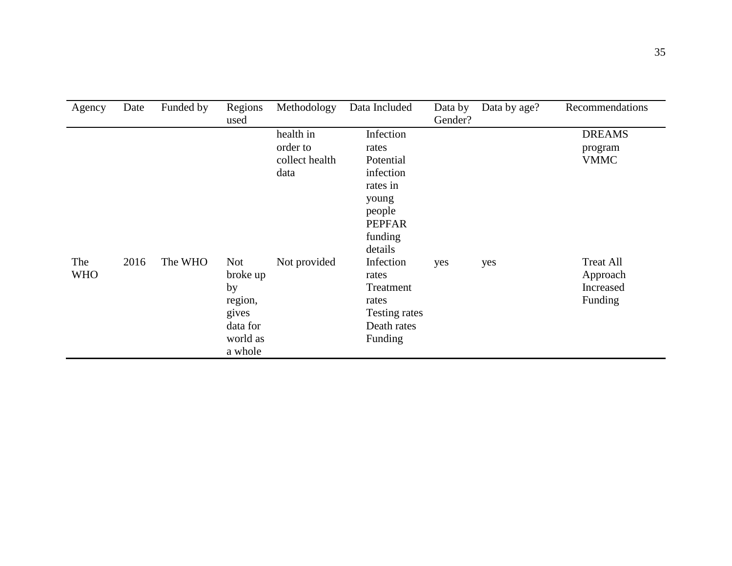| Agency | Date | Funded by | Regions used | Methodology | Data Included | Data by Gender? | Data by age? | Recommendations |
|---|---|---|---|---|---|---|---|---|
| | | | | health in order to collect health data | Infection rates Potential infection rates in young people PEPFAR funding details | | | DREAMS program VMMC |
| The WHO | 2016 | The WHO | Not broke up by region, gives data for world as a whole | Not provided | Infection rates Treatment rates Testing rates Death rates Funding | yes | yes | Treat All Approach Increased Funding |